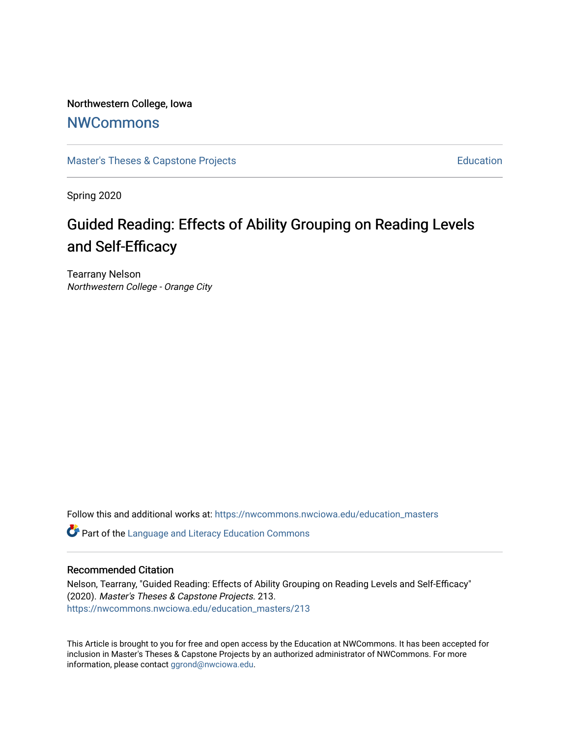Northwestern College, Iowa

# NWCommons

Master's Theses & Capstone Projects | Education

Spring 2020

# Guided Reading: Effects of Ability Grouping on Reading Levels and Self-Efficacy

Tearrany Nelson
*Northwestern College - Orange City*

Follow this and additional works at: https://nwcommons.nwciowa.edu/education_masters

Part of the Language and Literacy Education Commons

## Recommended Citation

Nelson, Tearrany, "Guided Reading: Effects of Ability Grouping on Reading Levels and Self-Efficacy" (2020). *Master's Theses & Capstone Projects*. 213.
https://nwcommons.nwciowa.edu/education_masters/213

This Article is brought to you for free and open access by the Education at NWCommons. It has been accepted for inclusion in Master's Theses & Capstone Projects by an authorized administrator of NWCommons. For more information, please contact ggrond@nwciowa.edu.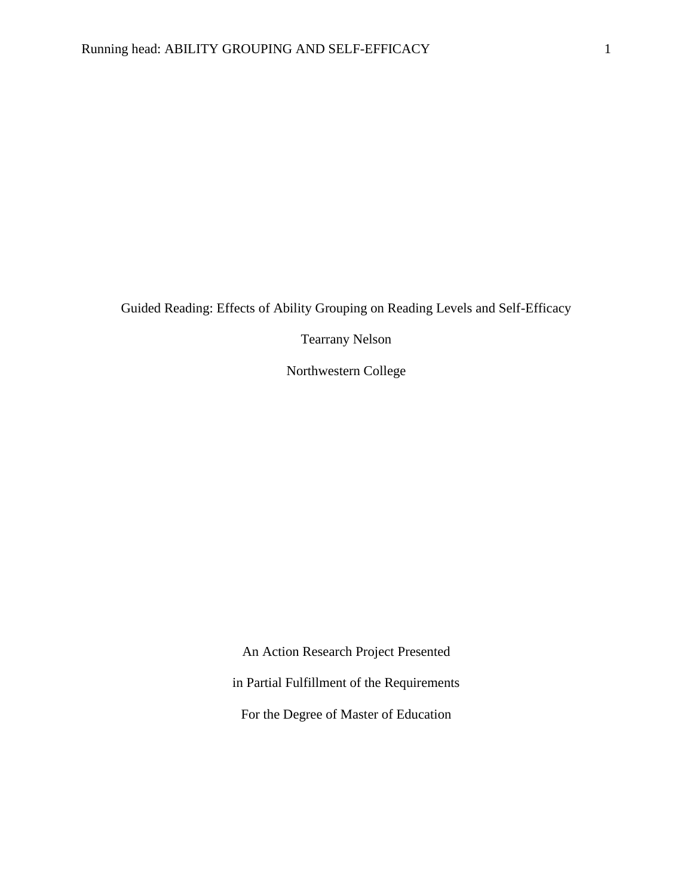Guided Reading: Effects of Ability Grouping on Reading Levels and Self-Efficacy

Tearrany Nelson

Northwestern College

An Action Research Project Presented

in Partial Fulfillment of the Requirements

For the Degree of Master of Education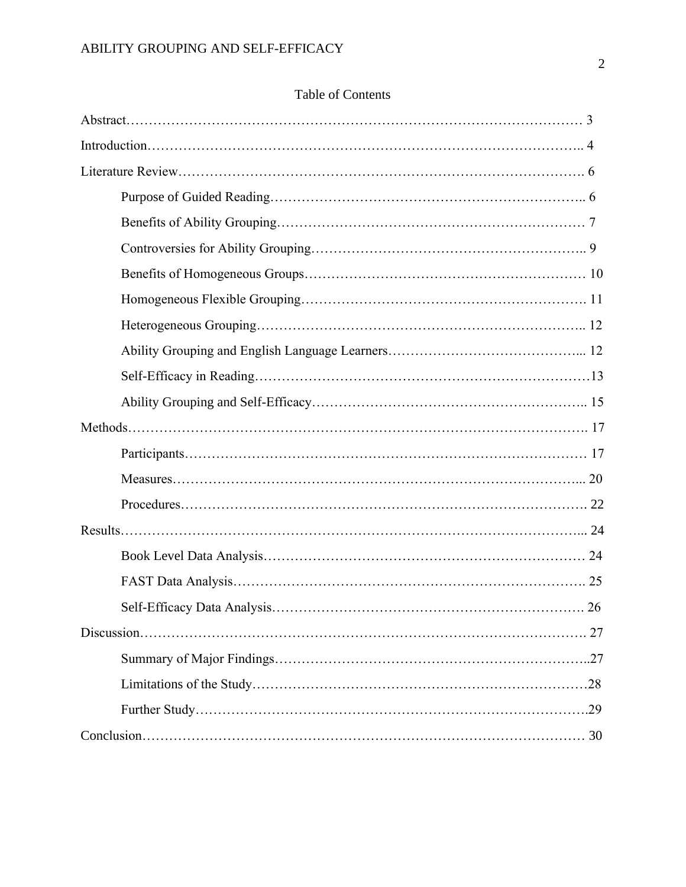# Table of Contents

Abstract………………………………………………………………………………………… 3

Introduction…………………………………………………………………………………….. 4

Literature Review………………………………………………………………………………. 6

- Purpose of Guided Reading…………………………………………………………….. 6
- Benefits of Ability Grouping…………………………………………………………… 7
- Controversies for Ability Grouping…………………………………………………….. 9
- Benefits of Homogeneous Groups……………………………………………………… 10
- Homogeneous Flexible Grouping………………………………………………………. 11
- Heterogeneous Grouping……………………………………………………………….. 12
- Ability Grouping and English Language Learners…………………………………….. 12
- Self-Efficacy in Reading…………………………………………………………………13
- Ability Grouping and Self-Efficacy…………………………………………………….. 15

Methods………………………………………………………………………………………. 17

- Participants……………………………………………………………………………… 17
- Measures……………………………………………………………………………….... 20
- Procedures………………………………………………………………………………. 22

Results………………………………………………………………………………………... 24

- Book Level Data Analysis……………………………………………………………… 24
- FAST Data Analysis……………………………………………………………………. 25
- Self-Efficacy Data Analysis……………………………………………………………. 26

Discussion……………………………………………………………………………………. 27

- Summary of Major Findings……………………………………………………………..27
- Limitations of the Study…………………………………………………………………28
- Further Study…………………………………………………………………………….29

Conclusion…………………………………………………………………………………… 30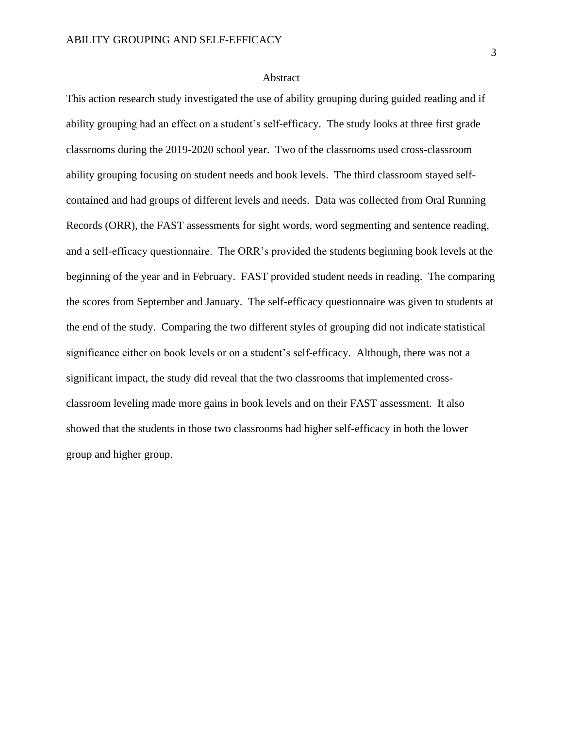# Abstract

This action research study investigated the use of ability grouping during guided reading and if ability grouping had an effect on a student's self-efficacy. The study looks at three first grade classrooms during the 2019-2020 school year. Two of the classrooms used cross-classroom ability grouping focusing on student needs and book levels. The third classroom stayed self-contained and had groups of different levels and needs. Data was collected from Oral Running Records (ORR), the FAST assessments for sight words, word segmenting and sentence reading, and a self-efficacy questionnaire. The ORR's provided the students beginning book levels at the beginning of the year and in February. FAST provided student needs in reading. The comparing the scores from September and January. The self-efficacy questionnaire was given to students at the end of the study. Comparing the two different styles of grouping did not indicate statistical significance either on book levels or on a student's self-efficacy. Although, there was not a significant impact, the study did reveal that the two classrooms that implemented cross-classroom leveling made more gains in book levels and on their FAST assessment. It also showed that the students in those two classrooms had higher self-efficacy in both the lower group and higher group.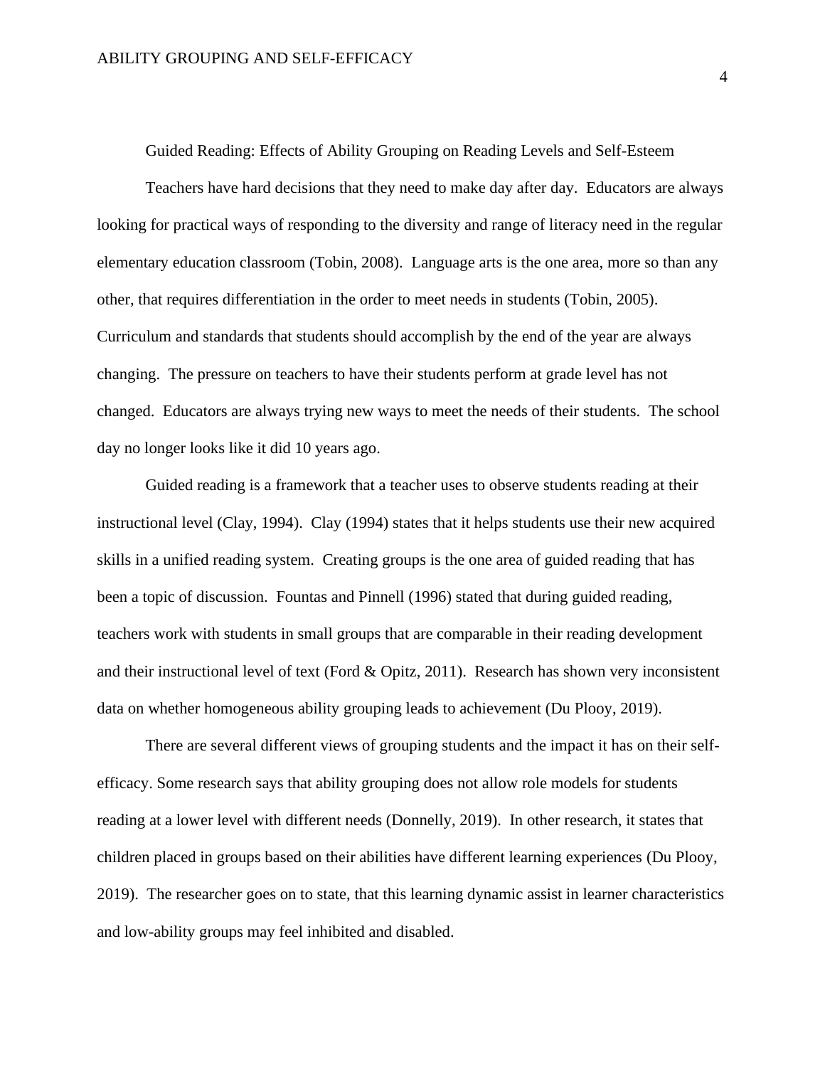# Guided Reading: Effects of Ability Grouping on Reading Levels and Self-Esteem

Teachers have hard decisions that they need to make day after day. Educators are always looking for practical ways of responding to the diversity and range of literacy need in the regular elementary education classroom (Tobin, 2008). Language arts is the one area, more so than any other, that requires differentiation in the order to meet needs in students (Tobin, 2005). Curriculum and standards that students should accomplish by the end of the year are always changing. The pressure on teachers to have their students perform at grade level has not changed. Educators are always trying new ways to meet the needs of their students. The school day no longer looks like it did 10 years ago.

Guided reading is a framework that a teacher uses to observe students reading at their instructional level (Clay, 1994). Clay (1994) states that it helps students use their new acquired skills in a unified reading system. Creating groups is the one area of guided reading that has been a topic of discussion. Fountas and Pinnell (1996) stated that during guided reading, teachers work with students in small groups that are comparable in their reading development and their instructional level of text (Ford & Opitz, 2011). Research has shown very inconsistent data on whether homogeneous ability grouping leads to achievement (Du Plooy, 2019).

There are several different views of grouping students and the impact it has on their self-efficacy. Some research says that ability grouping does not allow role models for students reading at a lower level with different needs (Donnelly, 2019). In other research, it states that children placed in groups based on their abilities have different learning experiences (Du Plooy, 2019). The researcher goes on to state, that this learning dynamic assist in learner characteristics and low-ability groups may feel inhibited and disabled.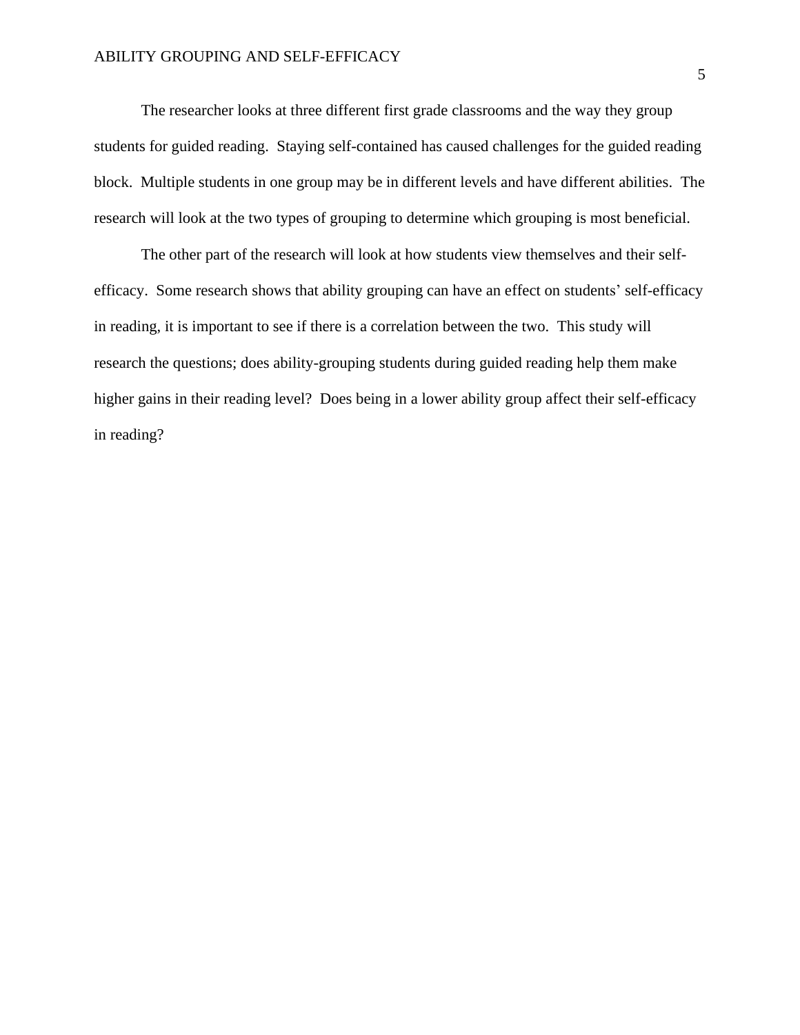The researcher looks at three different first grade classrooms and the way they group students for guided reading. Staying self-contained has caused challenges for the guided reading block. Multiple students in one group may be in different levels and have different abilities. The research will look at the two types of grouping to determine which grouping is most beneficial.

The other part of the research will look at how students view themselves and their self-efficacy. Some research shows that ability grouping can have an effect on students' self-efficacy in reading, it is important to see if there is a correlation between the two. This study will research the questions; does ability-grouping students during guided reading help them make higher gains in their reading level? Does being in a lower ability group affect their self-efficacy in reading?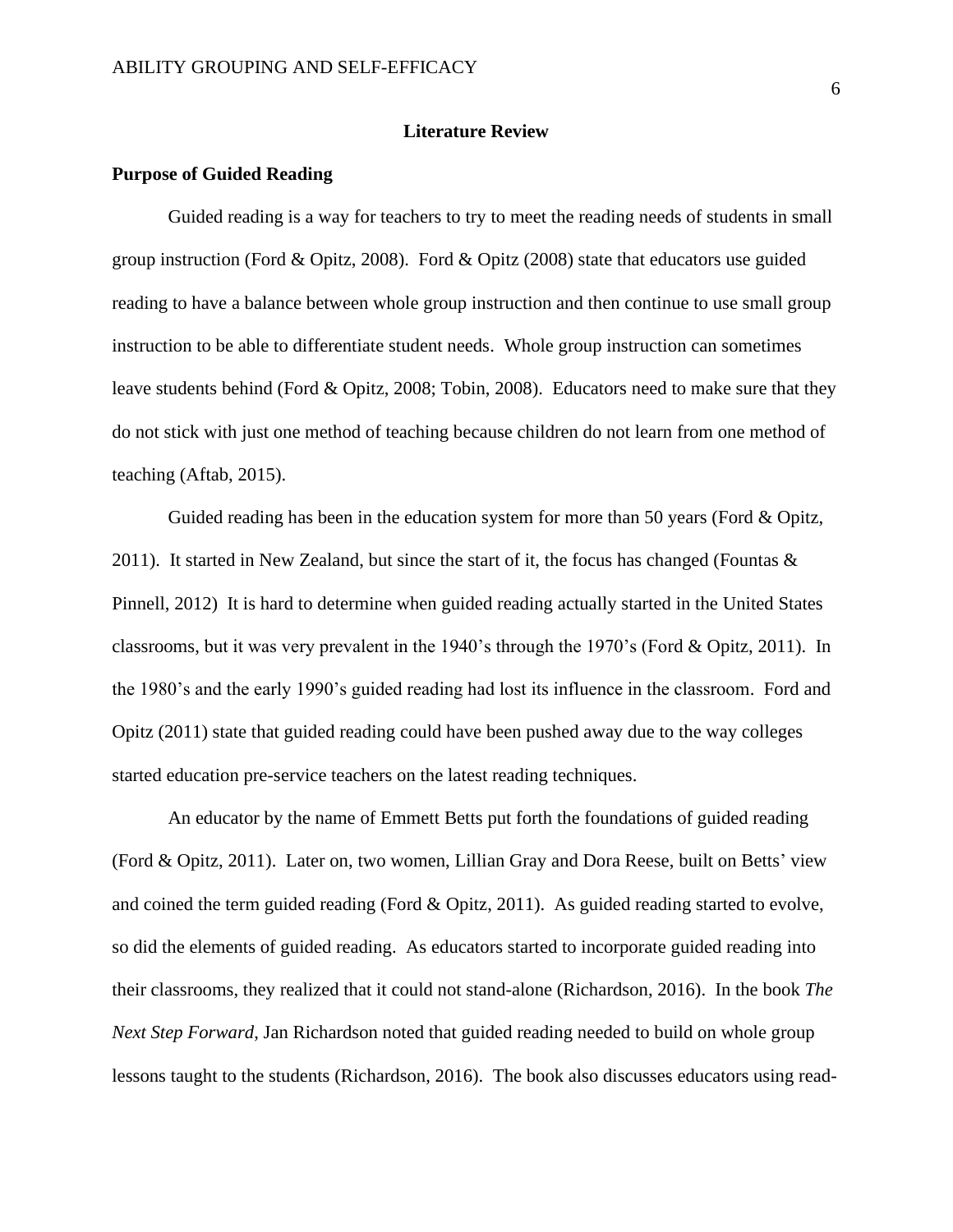# Literature Review

## Purpose of Guided Reading

Guided reading is a way for teachers to try to meet the reading needs of students in small group instruction (Ford & Opitz, 2008). Ford & Opitz (2008) state that educators use guided reading to have a balance between whole group instruction and then continue to use small group instruction to be able to differentiate student needs. Whole group instruction can sometimes leave students behind (Ford & Opitz, 2008; Tobin, 2008). Educators need to make sure that they do not stick with just one method of teaching because children do not learn from one method of teaching (Aftab, 2015).

Guided reading has been in the education system for more than 50 years (Ford & Opitz, 2011). It started in New Zealand, but since the start of it, the focus has changed (Fountas & Pinnell, 2012) It is hard to determine when guided reading actually started in the United States classrooms, but it was very prevalent in the 1940's through the 1970's (Ford & Opitz, 2011). In the 1980's and the early 1990's guided reading had lost its influence in the classroom. Ford and Opitz (2011) state that guided reading could have been pushed away due to the way colleges started education pre-service teachers on the latest reading techniques.

An educator by the name of Emmett Betts put forth the foundations of guided reading (Ford & Opitz, 2011). Later on, two women, Lillian Gray and Dora Reese, built on Betts' view and coined the term guided reading (Ford & Opitz, 2011). As guided reading started to evolve, so did the elements of guided reading. As educators started to incorporate guided reading into their classrooms, they realized that it could not stand-alone (Richardson, 2016). In the book *The Next Step Forward*, Jan Richardson noted that guided reading needed to build on whole group lessons taught to the students (Richardson, 2016). The book also discusses educators using read-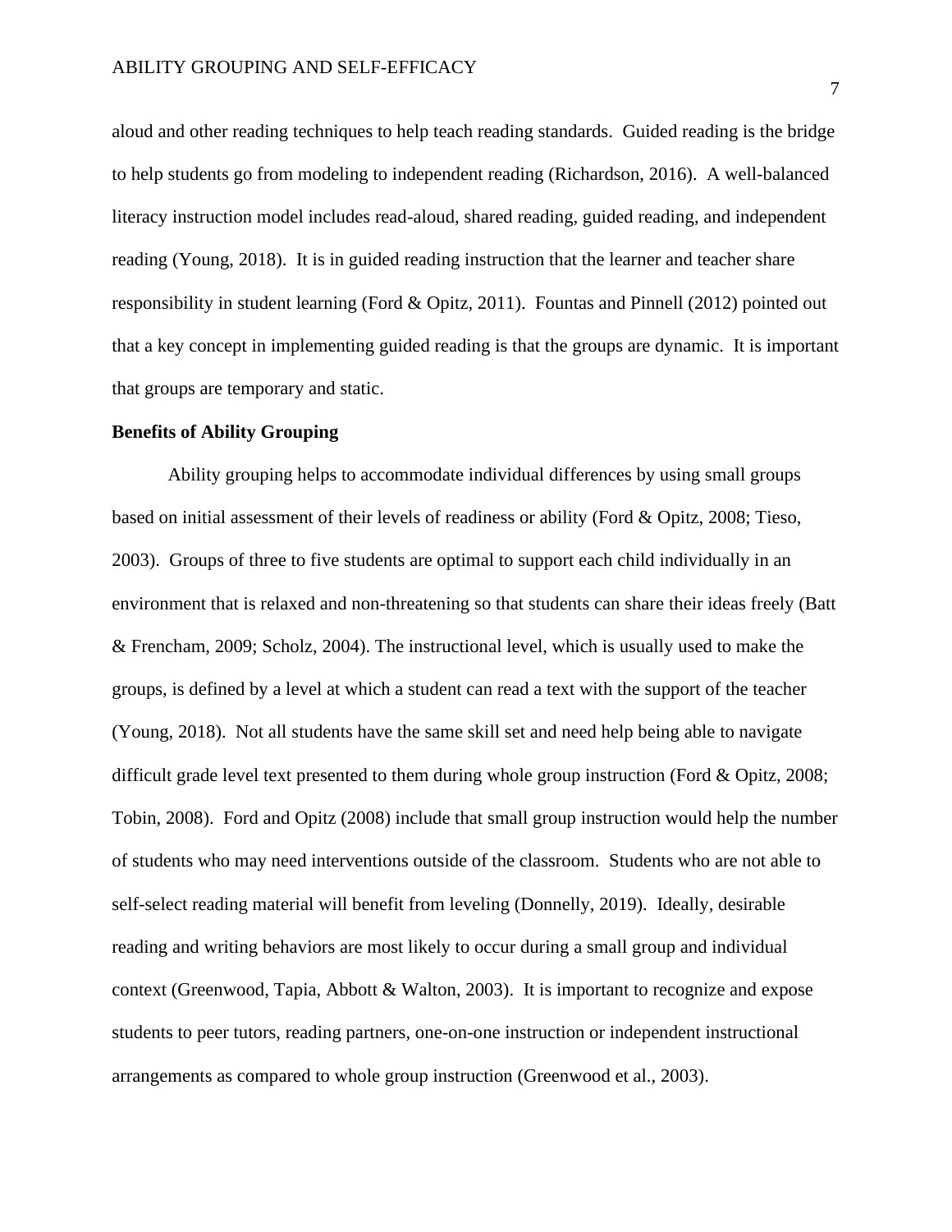aloud and other reading techniques to help teach reading standards. Guided reading is the bridge to help students go from modeling to independent reading (Richardson, 2016). A well-balanced literacy instruction model includes read-aloud, shared reading, guided reading, and independent reading (Young, 2018). It is in guided reading instruction that the learner and teacher share responsibility in student learning (Ford & Opitz, 2011). Fountas and Pinnell (2012) pointed out that a key concept in implementing guided reading is that the groups are dynamic. It is important that groups are temporary and static.

**Benefits of Ability Grouping**

Ability grouping helps to accommodate individual differences by using small groups based on initial assessment of their levels of readiness or ability (Ford & Opitz, 2008; Tieso, 2003). Groups of three to five students are optimal to support each child individually in an environment that is relaxed and non-threatening so that students can share their ideas freely (Batt & Frencham, 2009; Scholz, 2004). The instructional level, which is usually used to make the groups, is defined by a level at which a student can read a text with the support of the teacher (Young, 2018). Not all students have the same skill set and need help being able to navigate difficult grade level text presented to them during whole group instruction (Ford & Opitz, 2008; Tobin, 2008). Ford and Opitz (2008) include that small group instruction would help the number of students who may need interventions outside of the classroom. Students who are not able to self-select reading material will benefit from leveling (Donnelly, 2019). Ideally, desirable reading and writing behaviors are most likely to occur during a small group and individual context (Greenwood, Tapia, Abbott & Walton, 2003). It is important to recognize and expose students to peer tutors, reading partners, one-on-one instruction or independent instructional arrangements as compared to whole group instruction (Greenwood et al., 2003).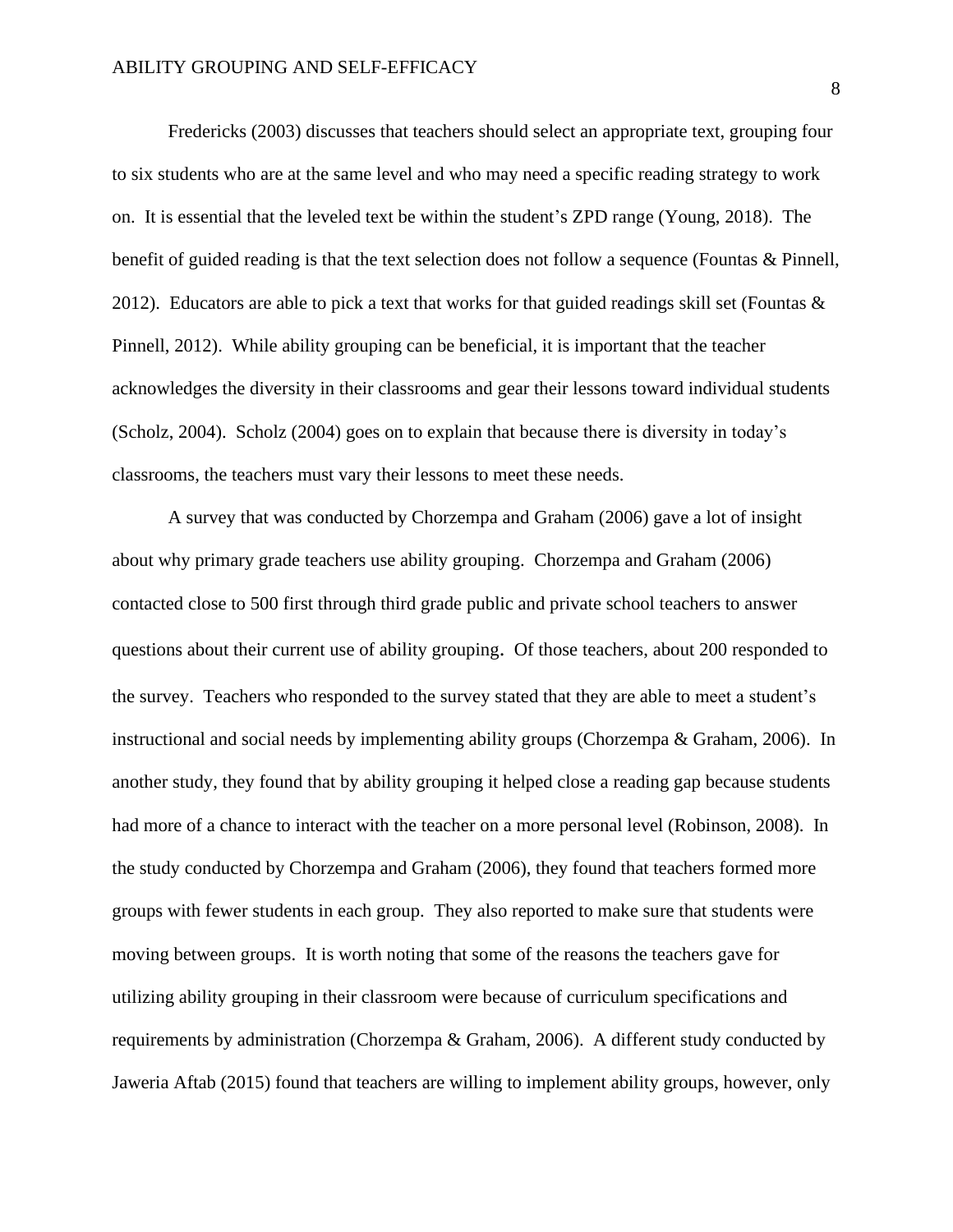Fredericks (2003) discusses that teachers should select an appropriate text, grouping four to six students who are at the same level and who may need a specific reading strategy to work on. It is essential that the leveled text be within the student's ZPD range (Young, 2018). The benefit of guided reading is that the text selection does not follow a sequence (Fountas & Pinnell, 2012). Educators are able to pick a text that works for that guided readings skill set (Fountas & Pinnell, 2012). While ability grouping can be beneficial, it is important that the teacher acknowledges the diversity in their classrooms and gear their lessons toward individual students (Scholz, 2004). Scholz (2004) goes on to explain that because there is diversity in today's classrooms, the teachers must vary their lessons to meet these needs.

A survey that was conducted by Chorzempa and Graham (2006) gave a lot of insight about why primary grade teachers use ability grouping. Chorzempa and Graham (2006) contacted close to 500 first through third grade public and private school teachers to answer questions about their current use of ability grouping. Of those teachers, about 200 responded to the survey. Teachers who responded to the survey stated that they are able to meet a student's instructional and social needs by implementing ability groups (Chorzempa & Graham, 2006). In another study, they found that by ability grouping it helped close a reading gap because students had more of a chance to interact with the teacher on a more personal level (Robinson, 2008). In the study conducted by Chorzempa and Graham (2006), they found that teachers formed more groups with fewer students in each group. They also reported to make sure that students were moving between groups. It is worth noting that some of the reasons the teachers gave for utilizing ability grouping in their classroom were because of curriculum specifications and requirements by administration (Chorzempa & Graham, 2006). A different study conducted by Jaweria Aftab (2015) found that teachers are willing to implement ability groups, however, only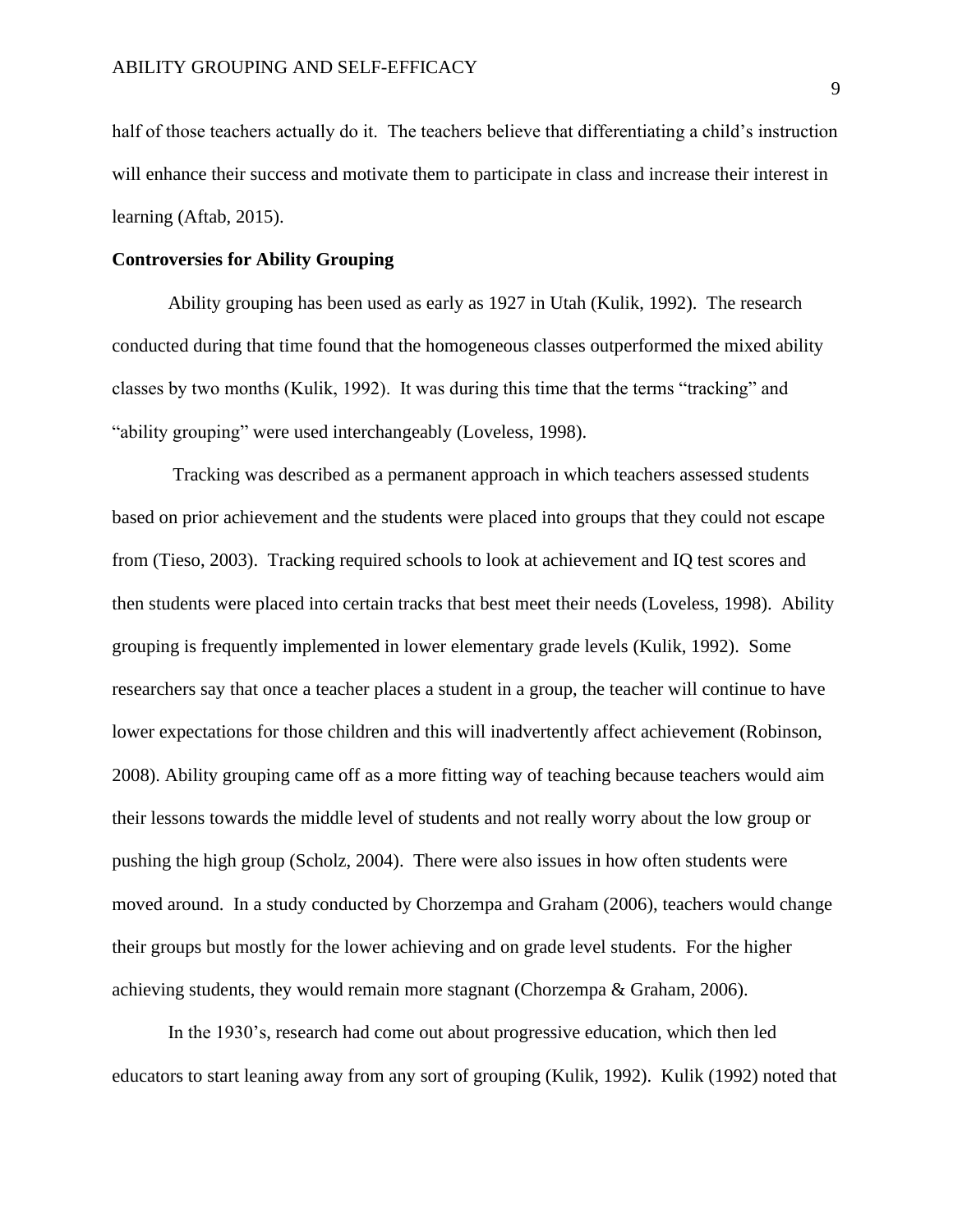half of those teachers actually do it. The teachers believe that differentiating a child's instruction will enhance their success and motivate them to participate in class and increase their interest in learning (Aftab, 2015).

**Controversies for Ability Grouping**

Ability grouping has been used as early as 1927 in Utah (Kulik, 1992). The research conducted during that time found that the homogeneous classes outperformed the mixed ability classes by two months (Kulik, 1992). It was during this time that the terms "tracking" and "ability grouping" were used interchangeably (Loveless, 1998).

Tracking was described as a permanent approach in which teachers assessed students based on prior achievement and the students were placed into groups that they could not escape from (Tieso, 2003). Tracking required schools to look at achievement and IQ test scores and then students were placed into certain tracks that best meet their needs (Loveless, 1998). Ability grouping is frequently implemented in lower elementary grade levels (Kulik, 1992). Some researchers say that once a teacher places a student in a group, the teacher will continue to have lower expectations for those children and this will inadvertently affect achievement (Robinson, 2008). Ability grouping came off as a more fitting way of teaching because teachers would aim their lessons towards the middle level of students and not really worry about the low group or pushing the high group (Scholz, 2004). There were also issues in how often students were moved around. In a study conducted by Chorzempa and Graham (2006), teachers would change their groups but mostly for the lower achieving and on grade level students. For the higher achieving students, they would remain more stagnant (Chorzempa & Graham, 2006).

In the 1930's, research had come out about progressive education, which then led educators to start leaning away from any sort of grouping (Kulik, 1992). Kulik (1992) noted that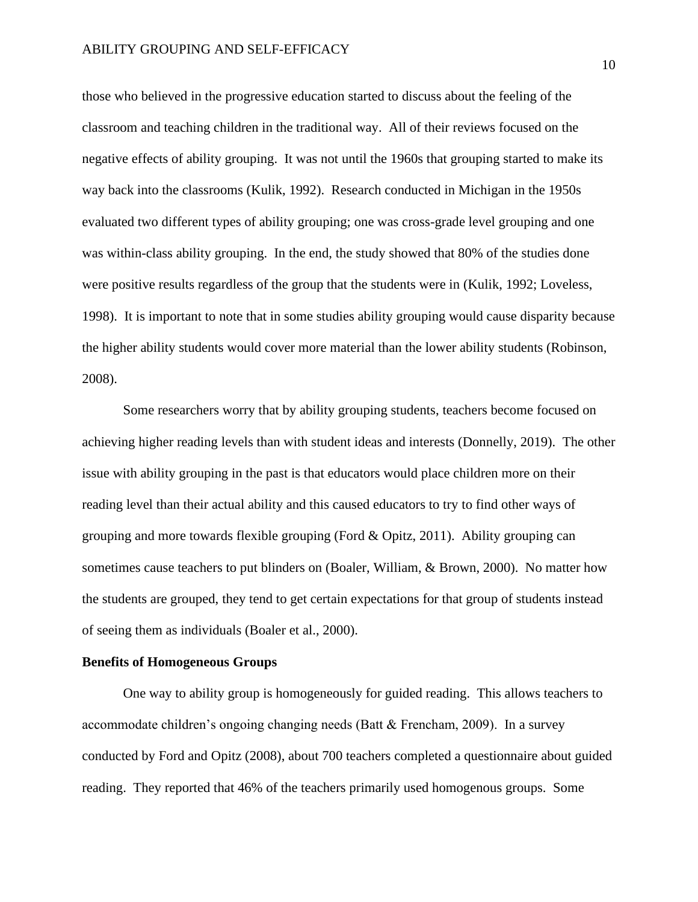those who believed in the progressive education started to discuss about the feeling of the classroom and teaching children in the traditional way. All of their reviews focused on the negative effects of ability grouping. It was not until the 1960s that grouping started to make its way back into the classrooms (Kulik, 1992). Research conducted in Michigan in the 1950s evaluated two different types of ability grouping; one was cross-grade level grouping and one was within-class ability grouping. In the end, the study showed that 80% of the studies done were positive results regardless of the group that the students were in (Kulik, 1992; Loveless, 1998). It is important to note that in some studies ability grouping would cause disparity because the higher ability students would cover more material than the lower ability students (Robinson, 2008).

Some researchers worry that by ability grouping students, teachers become focused on achieving higher reading levels than with student ideas and interests (Donnelly, 2019). The other issue with ability grouping in the past is that educators would place children more on their reading level than their actual ability and this caused educators to try to find other ways of grouping and more towards flexible grouping (Ford & Opitz, 2011). Ability grouping can sometimes cause teachers to put blinders on (Boaler, William, & Brown, 2000). No matter how the students are grouped, they tend to get certain expectations for that group of students instead of seeing them as individuals (Boaler et al., 2000).

## Benefits of Homogeneous Groups

One way to ability group is homogeneously for guided reading. This allows teachers to accommodate children's ongoing changing needs (Batt & Frencham, 2009). In a survey conducted by Ford and Opitz (2008), about 700 teachers completed a questionnaire about guided reading. They reported that 46% of the teachers primarily used homogenous groups. Some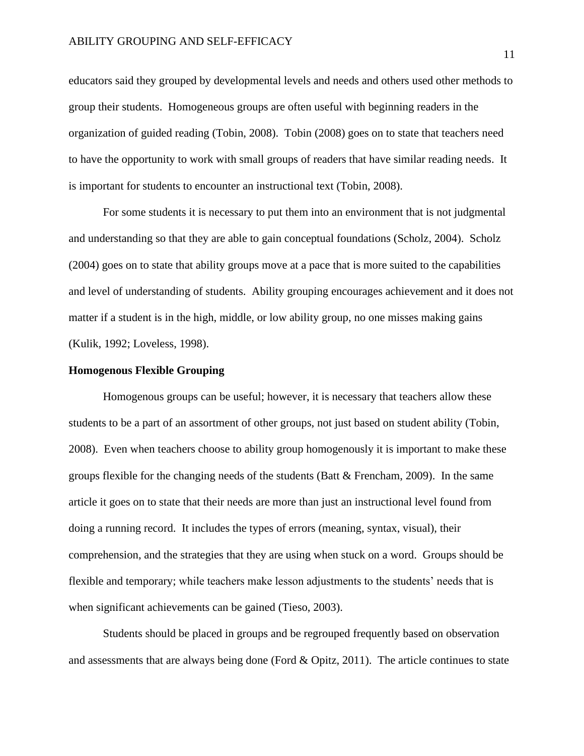educators said they grouped by developmental levels and needs and others used other methods to group their students. Homogeneous groups are often useful with beginning readers in the organization of guided reading (Tobin, 2008). Tobin (2008) goes on to state that teachers need to have the opportunity to work with small groups of readers that have similar reading needs. It is important for students to encounter an instructional text (Tobin, 2008).

For some students it is necessary to put them into an environment that is not judgmental and understanding so that they are able to gain conceptual foundations (Scholz, 2004). Scholz (2004) goes on to state that ability groups move at a pace that is more suited to the capabilities and level of understanding of students. Ability grouping encourages achievement and it does not matter if a student is in the high, middle, or low ability group, no one misses making gains (Kulik, 1992; Loveless, 1998).

**Homogenous Flexible Grouping**

Homogenous groups can be useful; however, it is necessary that teachers allow these students to be a part of an assortment of other groups, not just based on student ability (Tobin, 2008). Even when teachers choose to ability group homogenously it is important to make these groups flexible for the changing needs of the students (Batt & Frencham, 2009). In the same article it goes on to state that their needs are more than just an instructional level found from doing a running record. It includes the types of errors (meaning, syntax, visual), their comprehension, and the strategies that they are using when stuck on a word. Groups should be flexible and temporary; while teachers make lesson adjustments to the students' needs that is when significant achievements can be gained (Tieso, 2003).

Students should be placed in groups and be regrouped frequently based on observation and assessments that are always being done (Ford & Opitz, 2011). The article continues to state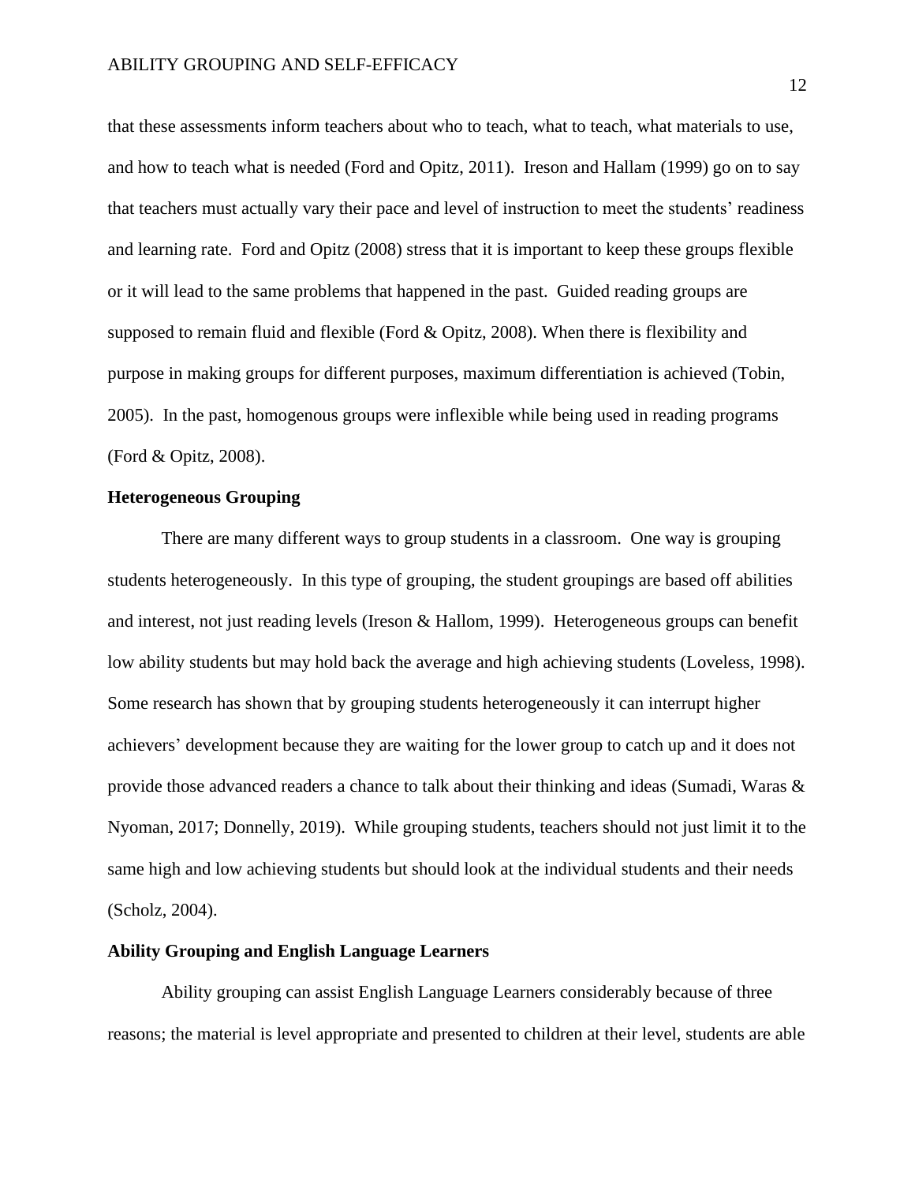that these assessments inform teachers about who to teach, what to teach, what materials to use, and how to teach what is needed (Ford and Opitz, 2011). Ireson and Hallam (1999) go on to say that teachers must actually vary their pace and level of instruction to meet the students' readiness and learning rate. Ford and Opitz (2008) stress that it is important to keep these groups flexible or it will lead to the same problems that happened in the past. Guided reading groups are supposed to remain fluid and flexible (Ford & Opitz, 2008). When there is flexibility and purpose in making groups for different purposes, maximum differentiation is achieved (Tobin, 2005). In the past, homogenous groups were inflexible while being used in reading programs (Ford & Opitz, 2008).

**Heterogeneous Grouping**

There are many different ways to group students in a classroom. One way is grouping students heterogeneously. In this type of grouping, the student groupings are based off abilities and interest, not just reading levels (Ireson & Hallom, 1999). Heterogeneous groups can benefit low ability students but may hold back the average and high achieving students (Loveless, 1998). Some research has shown that by grouping students heterogeneously it can interrupt higher achievers' development because they are waiting for the lower group to catch up and it does not provide those advanced readers a chance to talk about their thinking and ideas (Sumadi, Waras & Nyoman, 2017; Donnelly, 2019). While grouping students, teachers should not just limit it to the same high and low achieving students but should look at the individual students and their needs (Scholz, 2004).

**Ability Grouping and English Language Learners**

Ability grouping can assist English Language Learners considerably because of three reasons; the material is level appropriate and presented to children at their level, students are able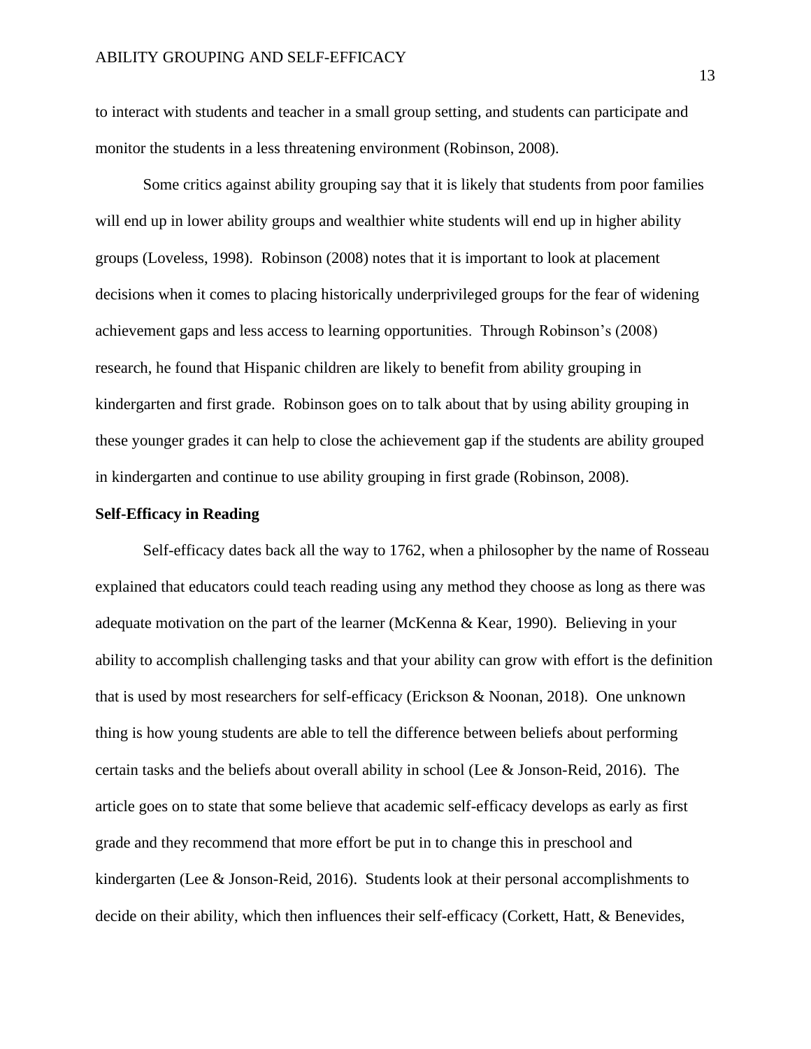to interact with students and teacher in a small group setting, and students can participate and monitor the students in a less threatening environment (Robinson, 2008).

Some critics against ability grouping say that it is likely that students from poor families will end up in lower ability groups and wealthier white students will end up in higher ability groups (Loveless, 1998). Robinson (2008) notes that it is important to look at placement decisions when it comes to placing historically underprivileged groups for the fear of widening achievement gaps and less access to learning opportunities. Through Robinson's (2008) research, he found that Hispanic children are likely to benefit from ability grouping in kindergarten and first grade. Robinson goes on to talk about that by using ability grouping in these younger grades it can help to close the achievement gap if the students are ability grouped in kindergarten and continue to use ability grouping in first grade (Robinson, 2008).

**Self-Efficacy in Reading**

Self-efficacy dates back all the way to 1762, when a philosopher by the name of Rosseau explained that educators could teach reading using any method they choose as long as there was adequate motivation on the part of the learner (McKenna & Kear, 1990). Believing in your ability to accomplish challenging tasks and that your ability can grow with effort is the definition that is used by most researchers for self-efficacy (Erickson & Noonan, 2018). One unknown thing is how young students are able to tell the difference between beliefs about performing certain tasks and the beliefs about overall ability in school (Lee & Jonson-Reid, 2016). The article goes on to state that some believe that academic self-efficacy develops as early as first grade and they recommend that more effort be put in to change this in preschool and kindergarten (Lee & Jonson-Reid, 2016). Students look at their personal accomplishments to decide on their ability, which then influences their self-efficacy (Corkett, Hatt, & Benevides,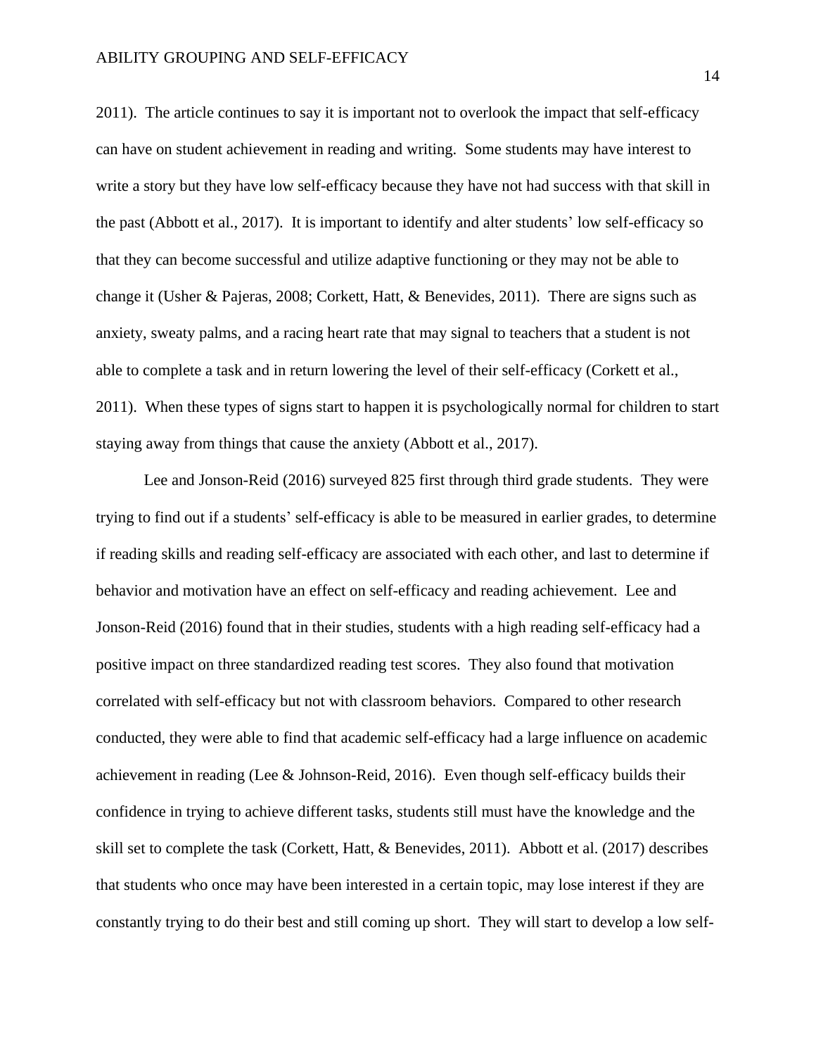2011). The article continues to say it is important not to overlook the impact that self-efficacy can have on student achievement in reading and writing. Some students may have interest to write a story but they have low self-efficacy because they have not had success with that skill in the past (Abbott et al., 2017). It is important to identify and alter students' low self-efficacy so that they can become successful and utilize adaptive functioning or they may not be able to change it (Usher & Pajeras, 2008; Corkett, Hatt, & Benevides, 2011). There are signs such as anxiety, sweaty palms, and a racing heart rate that may signal to teachers that a student is not able to complete a task and in return lowering the level of their self-efficacy (Corkett et al., 2011). When these types of signs start to happen it is psychologically normal for children to start staying away from things that cause the anxiety (Abbott et al., 2017).

Lee and Jonson-Reid (2016) surveyed 825 first through third grade students. They were trying to find out if a students' self-efficacy is able to be measured in earlier grades, to determine if reading skills and reading self-efficacy are associated with each other, and last to determine if behavior and motivation have an effect on self-efficacy and reading achievement. Lee and Jonson-Reid (2016) found that in their studies, students with a high reading self-efficacy had a positive impact on three standardized reading test scores. They also found that motivation correlated with self-efficacy but not with classroom behaviors. Compared to other research conducted, they were able to find that academic self-efficacy had a large influence on academic achievement in reading (Lee & Johnson-Reid, 2016). Even though self-efficacy builds their confidence in trying to achieve different tasks, students still must have the knowledge and the skill set to complete the task (Corkett, Hatt, & Benevides, 2011). Abbott et al. (2017) describes that students who once may have been interested in a certain topic, may lose interest if they are constantly trying to do their best and still coming up short. They will start to develop a low self-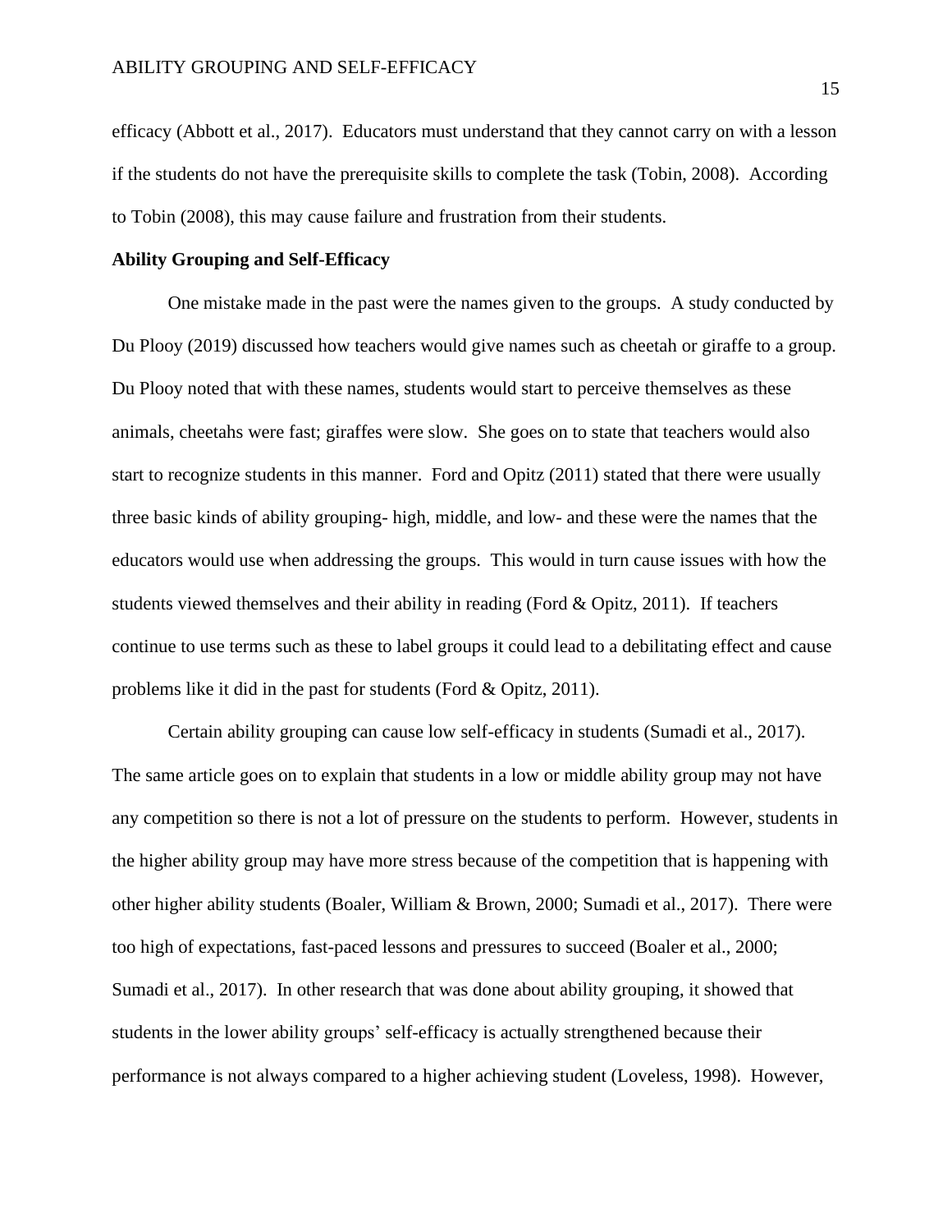efficacy (Abbott et al., 2017). Educators must understand that they cannot carry on with a lesson if the students do not have the prerequisite skills to complete the task (Tobin, 2008). According to Tobin (2008), this may cause failure and frustration from their students.

**Ability Grouping and Self-Efficacy**

One mistake made in the past were the names given to the groups. A study conducted by Du Plooy (2019) discussed how teachers would give names such as cheetah or giraffe to a group. Du Plooy noted that with these names, students would start to perceive themselves as these animals, cheetahs were fast; giraffes were slow. She goes on to state that teachers would also start to recognize students in this manner. Ford and Opitz (2011) stated that there were usually three basic kinds of ability grouping- high, middle, and low- and these were the names that the educators would use when addressing the groups. This would in turn cause issues with how the students viewed themselves and their ability in reading (Ford & Opitz, 2011). If teachers continue to use terms such as these to label groups it could lead to a debilitating effect and cause problems like it did in the past for students (Ford & Opitz, 2011).

Certain ability grouping can cause low self-efficacy in students (Sumadi et al., 2017). The same article goes on to explain that students in a low or middle ability group may not have any competition so there is not a lot of pressure on the students to perform. However, students in the higher ability group may have more stress because of the competition that is happening with other higher ability students (Boaler, William & Brown, 2000; Sumadi et al., 2017). There were too high of expectations, fast-paced lessons and pressures to succeed (Boaler et al., 2000; Sumadi et al., 2017). In other research that was done about ability grouping, it showed that students in the lower ability groups' self-efficacy is actually strengthened because their performance is not always compared to a higher achieving student (Loveless, 1998). However,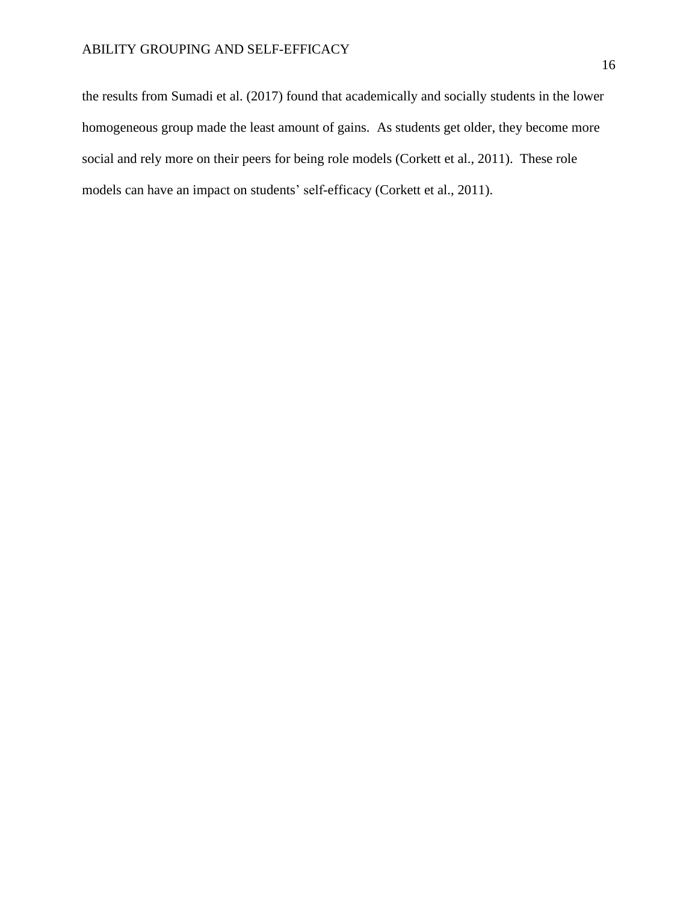the results from Sumadi et al. (2017) found that academically and socially students in the lower homogeneous group made the least amount of gains. As students get older, they become more social and rely more on their peers for being role models (Corkett et al., 2011). These role models can have an impact on students' self-efficacy (Corkett et al., 2011).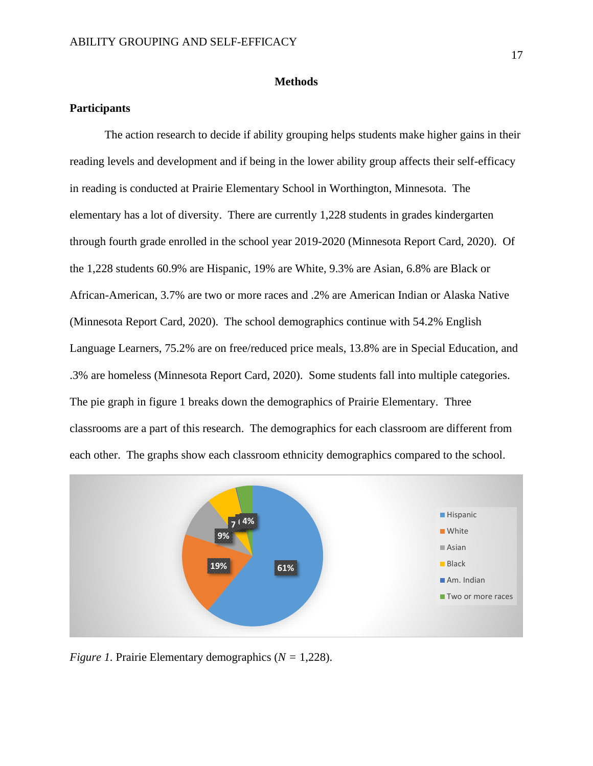## Methods

### Participants

The action research to decide if ability grouping helps students make higher gains in their reading levels and development and if being in the lower ability group affects their self-efficacy in reading is conducted at Prairie Elementary School in Worthington, Minnesota. The elementary has a lot of diversity. There are currently 1,228 students in grades kindergarten through fourth grade enrolled in the school year 2019-2020 (Minnesota Report Card, 2020). Of the 1,228 students 60.9% are Hispanic, 19% are White, 9.3% are Asian, 6.8% are Black or African-American, 3.7% are two or more races and .2% are American Indian or Alaska Native (Minnesota Report Card, 2020). The school demographics continue with 54.2% English Language Learners, 75.2% are on free/reduced price meals, 13.8% are in Special Education, and .3% are homeless (Minnesota Report Card, 2020). Some students fall into multiple categories. The pie graph in figure 1 breaks down the demographics of Prairie Elementary. Three classrooms are a part of this research. The demographics for each classroom are different from each other. The graphs show each classroom ethnicity demographics compared to the school.

61%
19%
9%
7
4%

Hispanic
White
Asian
Black
Am. Indian
Two or more races

*Figure 1.* Prairie Elementary demographics (*N* = 1,228).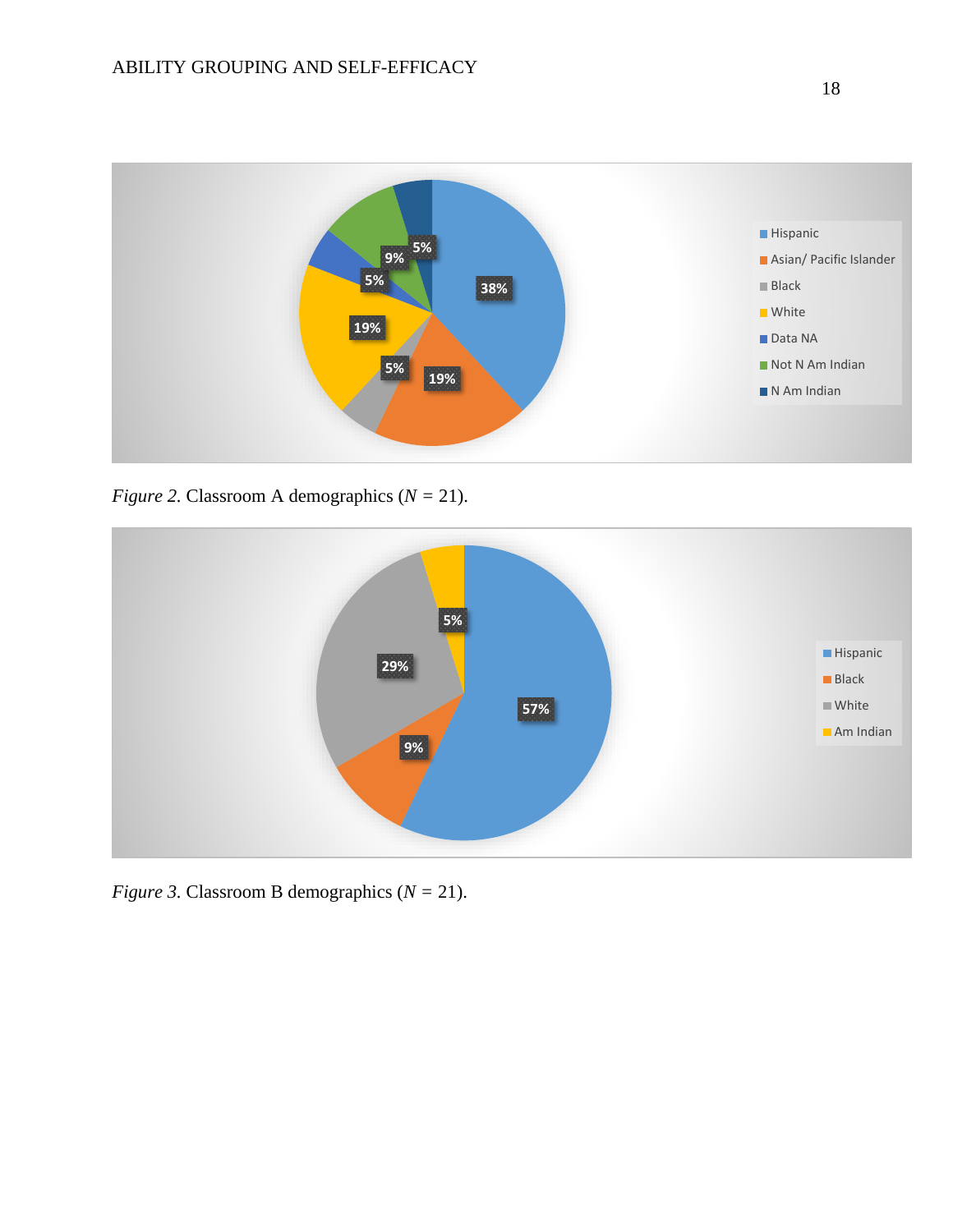38%
19%
5%
19%
5%
9%
5%

Hispanic
Asian/ Pacific Islander
Black
White
Data NA
Not N Am Indian
N Am Indian

*Figure 2*. Classroom A demographics (*N* = 21).

57%
9%
29%
5%

Hispanic
Black
White
Am Indian

*Figure 3*. Classroom B demographics (*N* = 21).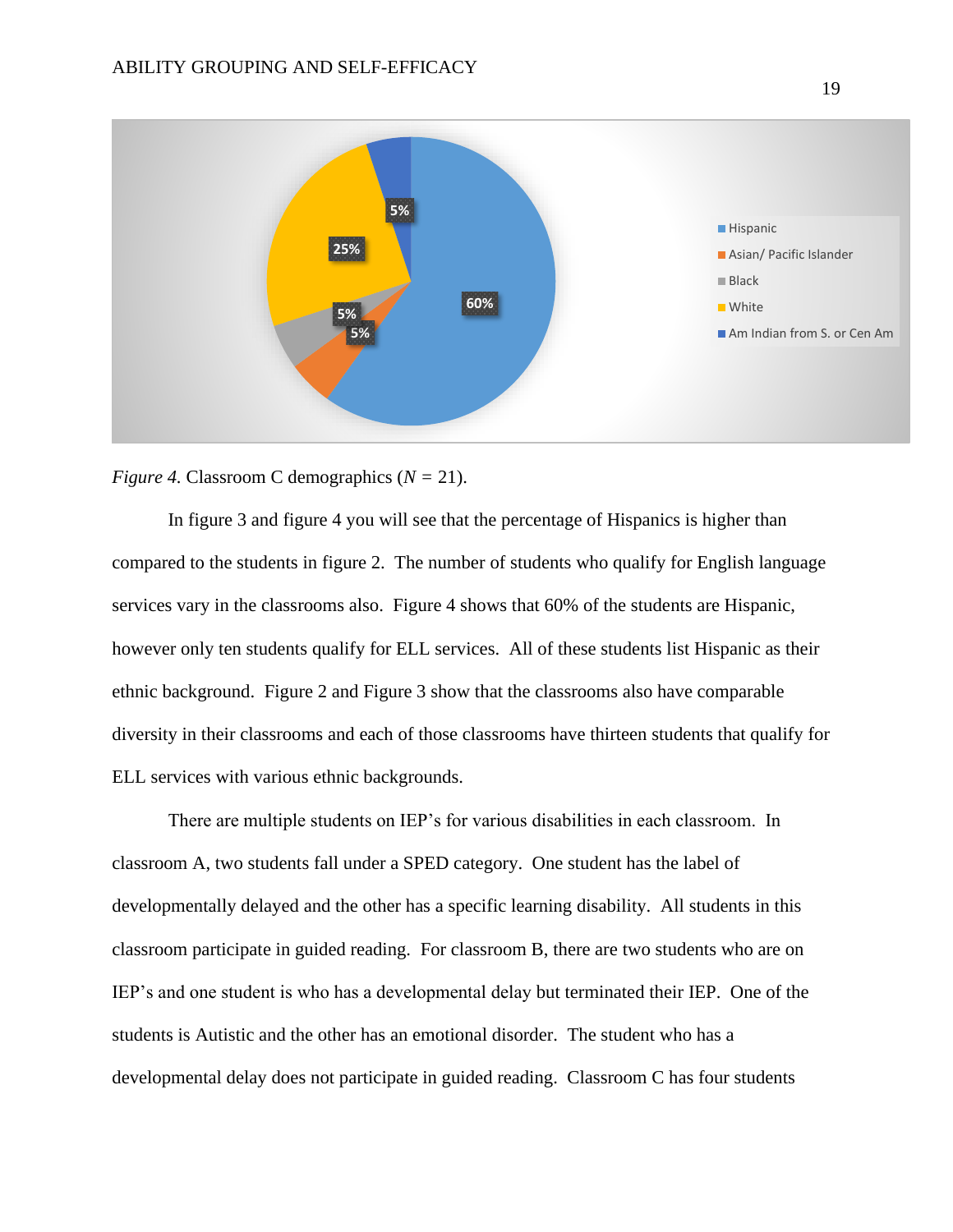5%

25%

5%

5%

60%

Hispanic

Asian/ Pacific Islander

Black

White

Am Indian from S. or Cen Am

*Figure 4.* Classroom C demographics (*N* = 21).

In figure 3 and figure 4 you will see that the percentage of Hispanics is higher than compared to the students in figure 2. The number of students who qualify for English language services vary in the classrooms also. Figure 4 shows that 60% of the students are Hispanic, however only ten students qualify for ELL services. All of these students list Hispanic as their ethnic background. Figure 2 and Figure 3 show that the classrooms also have comparable diversity in their classrooms and each of those classrooms have thirteen students that qualify for ELL services with various ethnic backgrounds.

There are multiple students on IEP's for various disabilities in each classroom. In classroom A, two students fall under a SPED category. One student has the label of developmentally delayed and the other has a specific learning disability. All students in this classroom participate in guided reading. For classroom B, there are two students who are on IEP's and one student is who has a developmental delay but terminated their IEP. One of the students is Autistic and the other has an emotional disorder. The student who has a developmental delay does not participate in guided reading. Classroom C has four students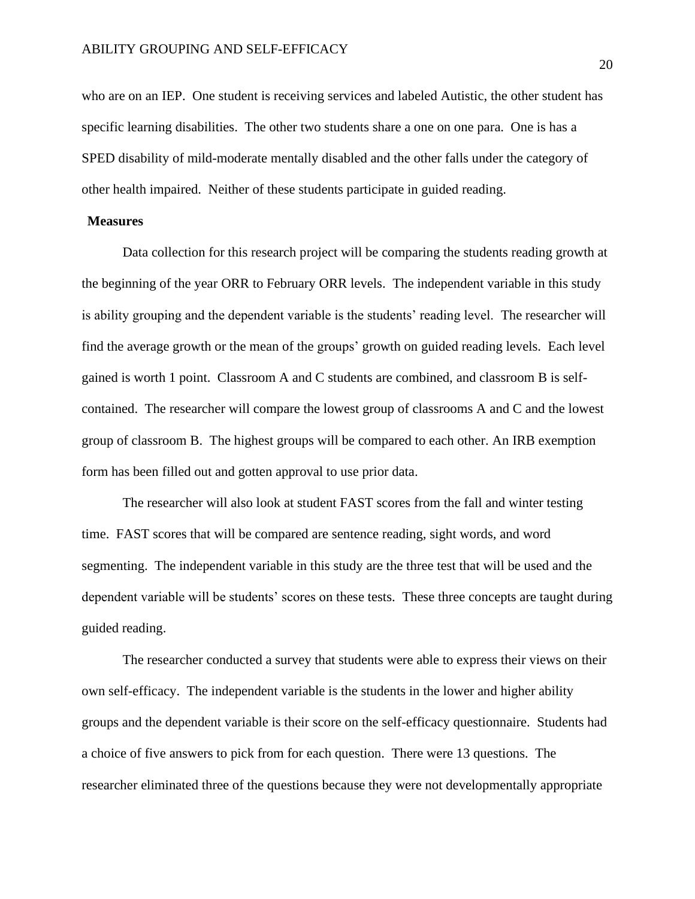who are on an IEP. One student is receiving services and labeled Autistic, the other student has specific learning disabilities. The other two students share a one on one para. One is has a SPED disability of mild-moderate mentally disabled and the other falls under the category of other health impaired. Neither of these students participate in guided reading.

**Measures**

Data collection for this research project will be comparing the students reading growth at the beginning of the year ORR to February ORR levels. The independent variable in this study is ability grouping and the dependent variable is the students' reading level. The researcher will find the average growth or the mean of the groups' growth on guided reading levels. Each level gained is worth 1 point. Classroom A and C students are combined, and classroom B is self-contained. The researcher will compare the lowest group of classrooms A and C and the lowest group of classroom B. The highest groups will be compared to each other. An IRB exemption form has been filled out and gotten approval to use prior data.

The researcher will also look at student FAST scores from the fall and winter testing time. FAST scores that will be compared are sentence reading, sight words, and word segmenting. The independent variable in this study are the three test that will be used and the dependent variable will be students' scores on these tests. These three concepts are taught during guided reading.

The researcher conducted a survey that students were able to express their views on their own self-efficacy. The independent variable is the students in the lower and higher ability groups and the dependent variable is their score on the self-efficacy questionnaire. Students had a choice of five answers to pick from for each question. There were 13 questions. The researcher eliminated three of the questions because they were not developmentally appropriate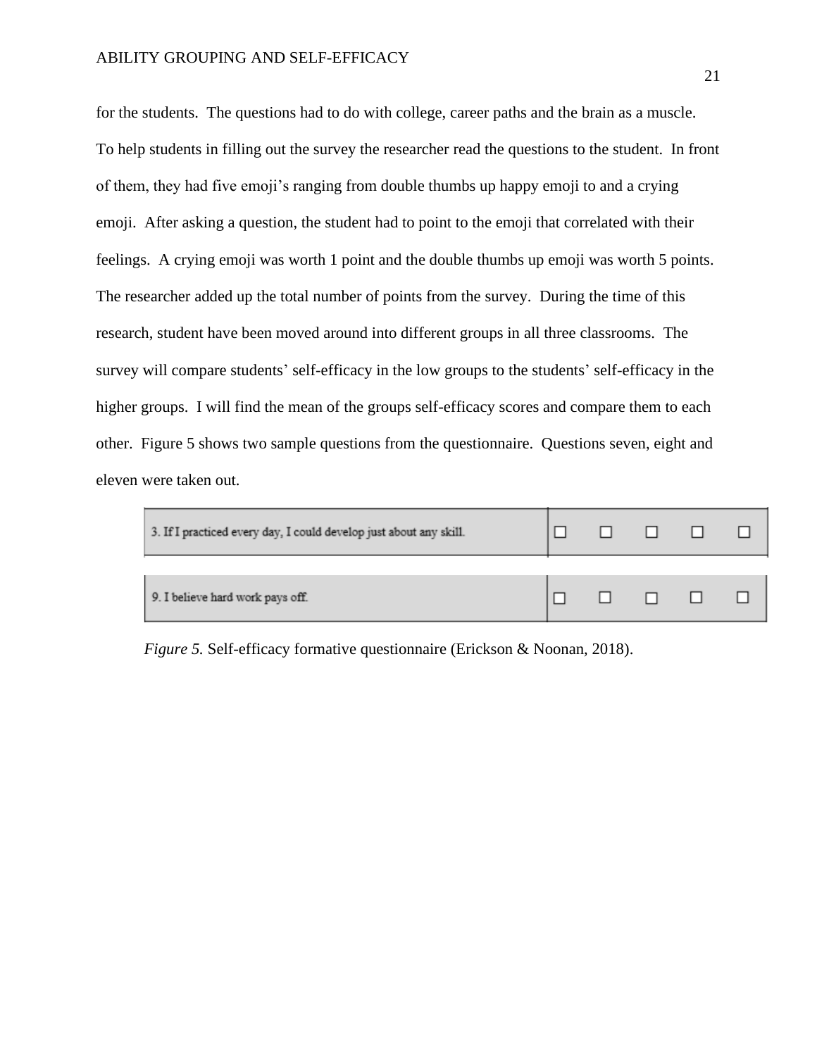for the students. The questions had to do with college, career paths and the brain as a muscle. To help students in filling out the survey the researcher read the questions to the student. In front of them, they had five emoji's ranging from double thumbs up happy emoji to and a crying emoji. After asking a question, the student had to point to the emoji that correlated with their feelings. A crying emoji was worth 1 point and the double thumbs up emoji was worth 5 points. The researcher added up the total number of points from the survey. During the time of this research, student have been moved around into different groups in all three classrooms. The survey will compare students' self-efficacy in the low groups to the students' self-efficacy in the higher groups. I will find the mean of the groups self-efficacy scores and compare them to each other. Figure 5 shows two sample questions from the questionnaire. Questions seven, eight and eleven were taken out.

| | | | | | |
|---|---|---|---|---|---|
| 3. If I practiced every day, I could develop just about any skill. | ☐ | ☐ | ☐ | ☐ | ☐ |
| 9. I believe hard work pays off. | ☐ | ☐ | ☐ | ☐ | ☐ |

*Figure 5.* Self-efficacy formative questionnaire (Erickson & Noonan, 2018).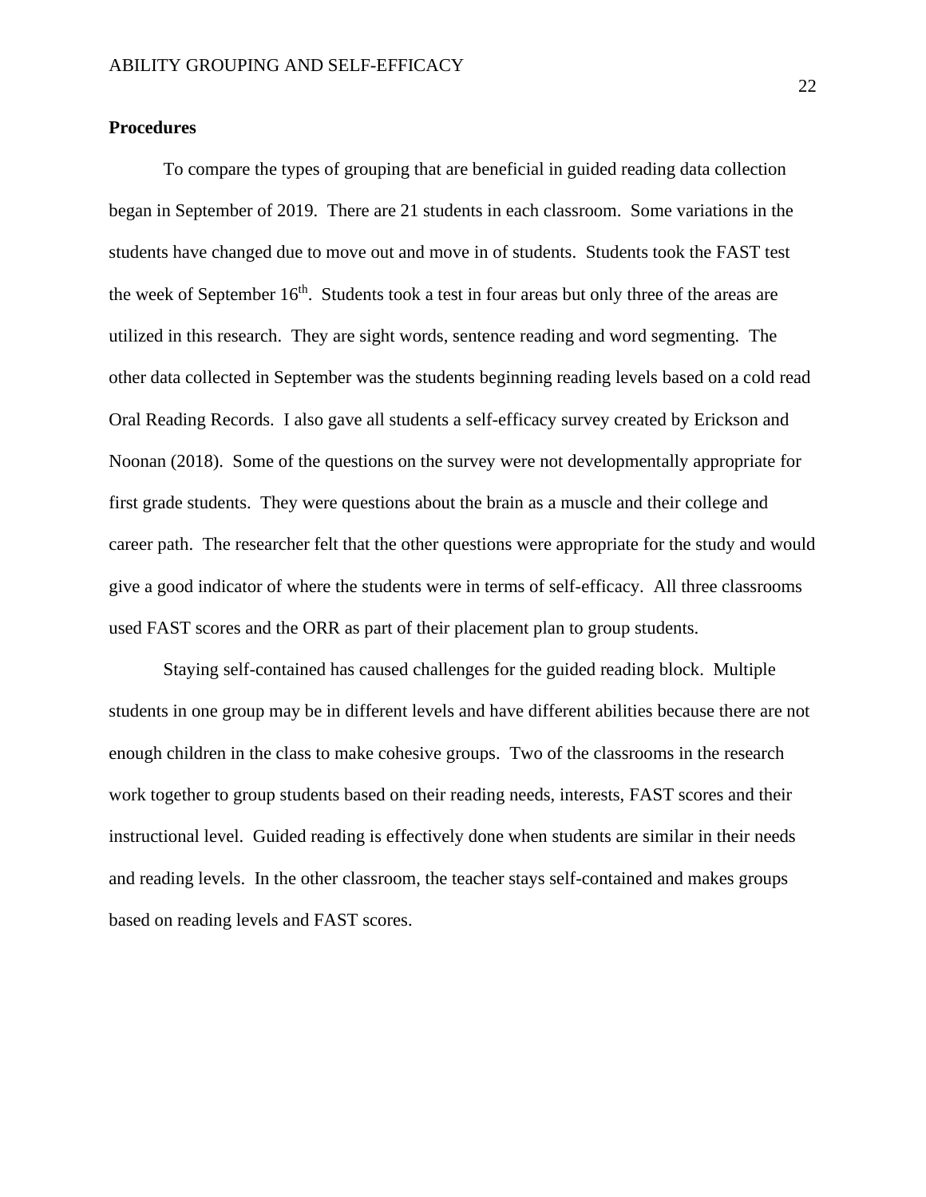**Procedures**

To compare the types of grouping that are beneficial in guided reading data collection began in September of 2019. There are 21 students in each classroom. Some variations in the students have changed due to move out and move in of students. Students took the FAST test the week of September 16th. Students took a test in four areas but only three of the areas are utilized in this research. They are sight words, sentence reading and word segmenting. The other data collected in September was the students beginning reading levels based on a cold read Oral Reading Records. I also gave all students a self-efficacy survey created by Erickson and Noonan (2018). Some of the questions on the survey were not developmentally appropriate for first grade students. They were questions about the brain as a muscle and their college and career path. The researcher felt that the other questions were appropriate for the study and would give a good indicator of where the students were in terms of self-efficacy. All three classrooms used FAST scores and the ORR as part of their placement plan to group students.

Staying self-contained has caused challenges for the guided reading block. Multiple students in one group may be in different levels and have different abilities because there are not enough children in the class to make cohesive groups. Two of the classrooms in the research work together to group students based on their reading needs, interests, FAST scores and their instructional level. Guided reading is effectively done when students are similar in their needs and reading levels. In the other classroom, the teacher stays self-contained and makes groups based on reading levels and FAST scores.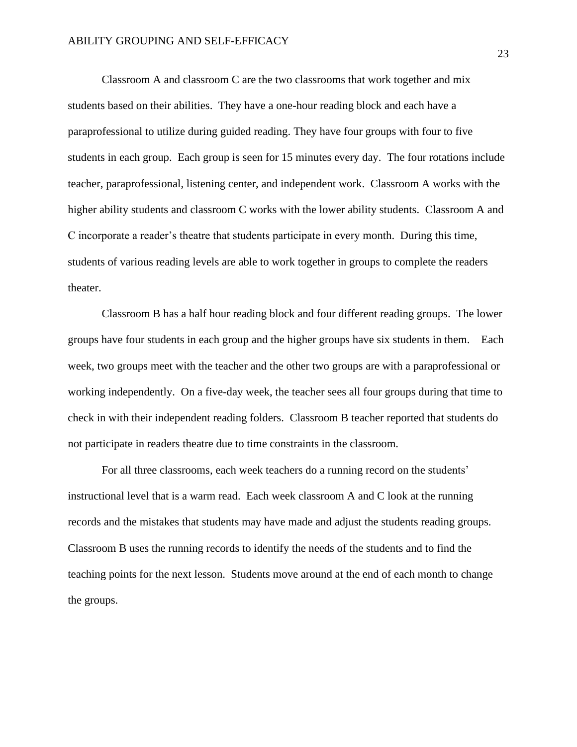Classroom A and classroom C are the two classrooms that work together and mix students based on their abilities. They have a one-hour reading block and each have a paraprofessional to utilize during guided reading. They have four groups with four to five students in each group. Each group is seen for 15 minutes every day. The four rotations include teacher, paraprofessional, listening center, and independent work. Classroom A works with the higher ability students and classroom C works with the lower ability students. Classroom A and C incorporate a reader's theatre that students participate in every month. During this time, students of various reading levels are able to work together in groups to complete the readers theater.

Classroom B has a half hour reading block and four different reading groups. The lower groups have four students in each group and the higher groups have six students in them. Each week, two groups meet with the teacher and the other two groups are with a paraprofessional or working independently. On a five-day week, the teacher sees all four groups during that time to check in with their independent reading folders. Classroom B teacher reported that students do not participate in readers theatre due to time constraints in the classroom.

For all three classrooms, each week teachers do a running record on the students' instructional level that is a warm read. Each week classroom A and C look at the running records and the mistakes that students may have made and adjust the students reading groups. Classroom B uses the running records to identify the needs of the students and to find the teaching points for the next lesson. Students move around at the end of each month to change the groups.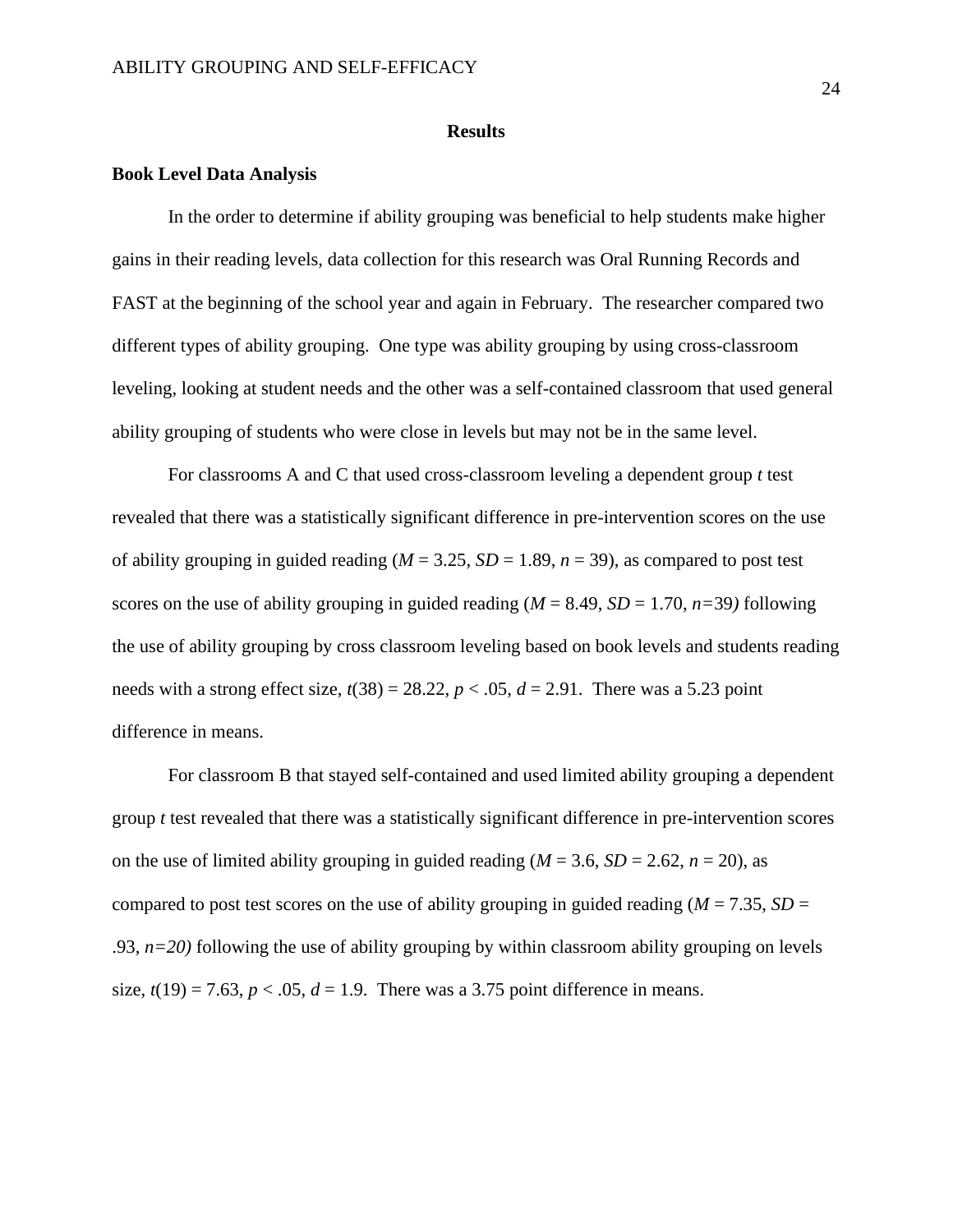# Results

## Book Level Data Analysis

In the order to determine if ability grouping was beneficial to help students make higher gains in their reading levels, data collection for this research was Oral Running Records and FAST at the beginning of the school year and again in February. The researcher compared two different types of ability grouping. One type was ability grouping by using cross-classroom leveling, looking at student needs and the other was a self-contained classroom that used general ability grouping of students who were close in levels but may not be in the same level.

For classrooms A and C that used cross-classroom leveling a dependent group *t* test revealed that there was a statistically significant difference in pre-intervention scores on the use of ability grouping in guided reading ($M$ = 3.25, $SD$ = 1.89, $n$ = 39), as compared to post test scores on the use of ability grouping in guided reading ($M$ = 8.49, $SD$ = 1.70, $n$=39*)* following the use of ability grouping by cross classroom leveling based on book levels and students reading needs with a strong effect size, $t(38) = 28.22$, $p < .05$, $d = 2.91$. There was a 5.23 point difference in means.

For classroom B that stayed self-contained and used limited ability grouping a dependent group *t* test revealed that there was a statistically significant difference in pre-intervention scores on the use of limited ability grouping in guided reading ($M$ = 3.6, $SD$ = 2.62, $n$ = 20), as compared to post test scores on the use of ability grouping in guided reading ($M$ = 7.35, $SD$ = .93, $n$=20*)* following the use of ability grouping by within classroom ability grouping on levels size, $t(19) = 7.63$, $p < .05$, $d = 1.9$. There was a 3.75 point difference in means.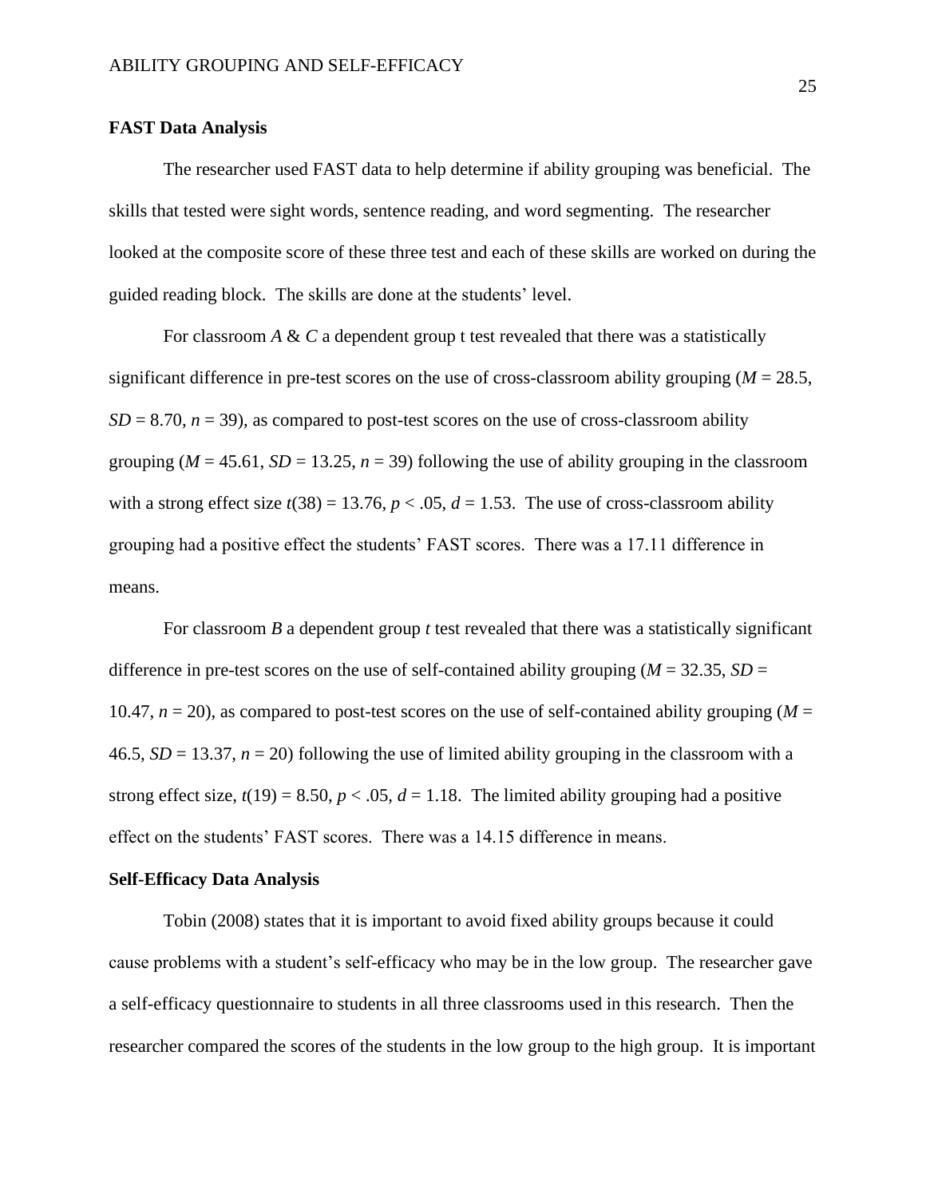**FAST Data Analysis**

The researcher used FAST data to help determine if ability grouping was beneficial. The skills that tested were sight words, sentence reading, and word segmenting. The researcher looked at the composite score of these three test and each of these skills are worked on during the guided reading block. The skills are done at the students' level.

For classroom *A* & *C* a dependent group t test revealed that there was a statistically significant difference in pre-test scores on the use of cross-classroom ability grouping ($M = 28.5$, $SD = 8.70$, $n = 39$), as compared to post-test scores on the use of cross-classroom ability grouping ($M = 45.61$, $SD = 13.25$, $n = 39$) following the use of ability grouping in the classroom with a strong effect size $t(38) = 13.76$, $p < .05$, $d = 1.53$. The use of cross-classroom ability grouping had a positive effect the students' FAST scores. There was a 17.11 difference in means.

For classroom *B* a dependent group *t* test revealed that there was a statistically significant difference in pre-test scores on the use of self-contained ability grouping ($M = 32.35$, $SD = 10.47$, $n = 20$), as compared to post-test scores on the use of self-contained ability grouping ($M = 46.5$, $SD = 13.37$, $n = 20$) following the use of limited ability grouping in the classroom with a strong effect size, $t(19) = 8.50$, $p < .05$, $d = 1.18$. The limited ability grouping had a positive effect on the students' FAST scores. There was a 14.15 difference in means.

**Self-Efficacy Data Analysis**

Tobin (2008) states that it is important to avoid fixed ability groups because it could cause problems with a student's self-efficacy who may be in the low group. The researcher gave a self-efficacy questionnaire to students in all three classrooms used in this research. Then the researcher compared the scores of the students in the low group to the high group. It is important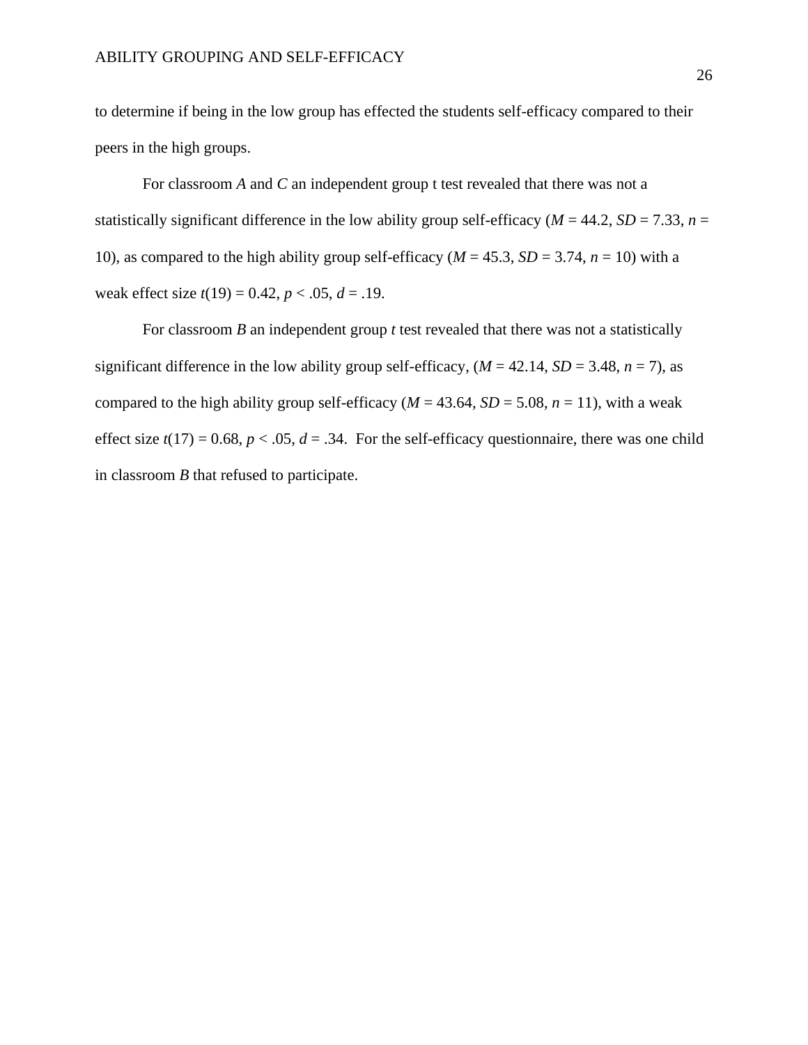to determine if being in the low group has effected the students self-efficacy compared to their peers in the high groups.

For classroom *A* and *C* an independent group t test revealed that there was not a statistically significant difference in the low ability group self-efficacy ($M = 44.2$, $SD = 7.33$, $n = 10$), as compared to the high ability group self-efficacy ($M = 45.3$, $SD = 3.74$, $n = 10$) with a weak effect size $t(19) = 0.42$, $p < .05$, $d = .19$.

For classroom *B* an independent group *t* test revealed that there was not a statistically significant difference in the low ability group self-efficacy, ($M = 42.14$, $SD = 3.48$, $n = 7$), as compared to the high ability group self-efficacy ($M = 43.64$, $SD = 5.08$, $n = 11$), with a weak effect size $t(17) = 0.68$, $p < .05$, $d = .34$. For the self-efficacy questionnaire, there was one child in classroom *B* that refused to participate.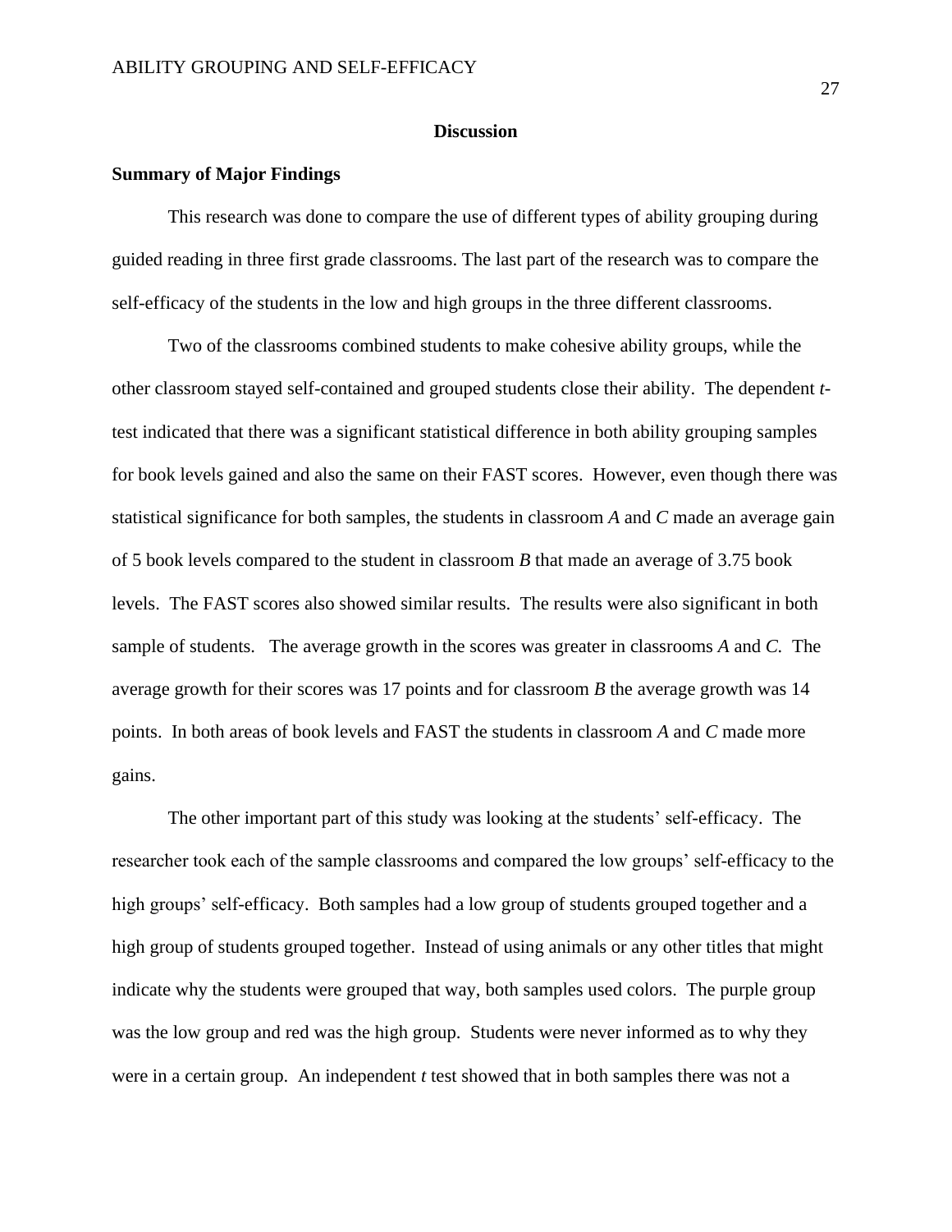# Discussion

## Summary of Major Findings

This research was done to compare the use of different types of ability grouping during guided reading in three first grade classrooms. The last part of the research was to compare the self-efficacy of the students in the low and high groups in the three different classrooms.

Two of the classrooms combined students to make cohesive ability groups, while the other classroom stayed self-contained and grouped students close their ability. The dependent *t*-test indicated that there was a significant statistical difference in both ability grouping samples for book levels gained and also the same on their FAST scores. However, even though there was statistical significance for both samples, the students in classroom *A* and *C* made an average gain of 5 book levels compared to the student in classroom *B* that made an average of 3.75 book levels. The FAST scores also showed similar results. The results were also significant in both sample of students. The average growth in the scores was greater in classrooms *A* and *C.* The average growth for their scores was 17 points and for classroom *B* the average growth was 14 points. In both areas of book levels and FAST the students in classroom *A* and *C* made more gains.

The other important part of this study was looking at the students' self-efficacy. The researcher took each of the sample classrooms and compared the low groups' self-efficacy to the high groups' self-efficacy. Both samples had a low group of students grouped together and a high group of students grouped together. Instead of using animals or any other titles that might indicate why the students were grouped that way, both samples used colors. The purple group was the low group and red was the high group. Students were never informed as to why they were in a certain group. An independent *t* test showed that in both samples there was not a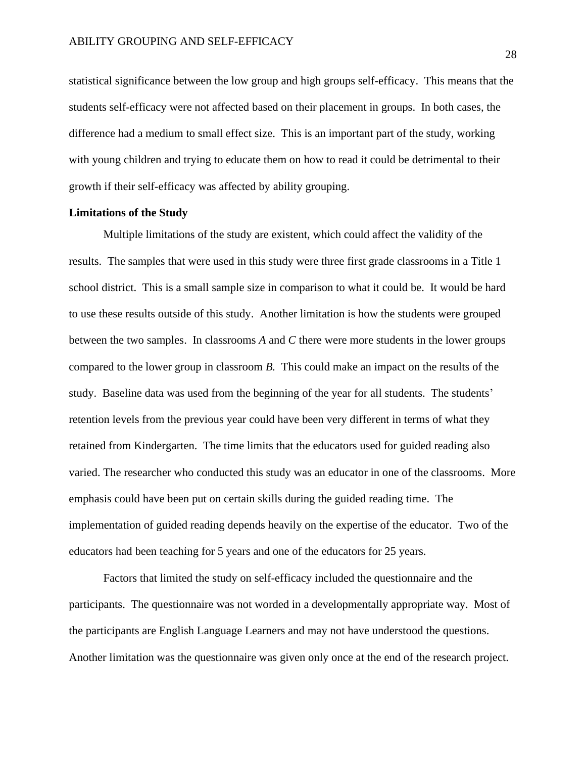statistical significance between the low group and high groups self-efficacy. This means that the students self-efficacy were not affected based on their placement in groups. In both cases, the difference had a medium to small effect size. This is an important part of the study, working with young children and trying to educate them on how to read it could be detrimental to their growth if their self-efficacy was affected by ability grouping.

**Limitations of the Study**

Multiple limitations of the study are existent, which could affect the validity of the results. The samples that were used in this study were three first grade classrooms in a Title 1 school district. This is a small sample size in comparison to what it could be. It would be hard to use these results outside of this study. Another limitation is how the students were grouped between the two samples. In classrooms *A* and *C* there were more students in the lower groups compared to the lower group in classroom *B.* This could make an impact on the results of the study. Baseline data was used from the beginning of the year for all students. The students' retention levels from the previous year could have been very different in terms of what they retained from Kindergarten. The time limits that the educators used for guided reading also varied. The researcher who conducted this study was an educator in one of the classrooms. More emphasis could have been put on certain skills during the guided reading time. The implementation of guided reading depends heavily on the expertise of the educator. Two of the educators had been teaching for 5 years and one of the educators for 25 years.

Factors that limited the study on self-efficacy included the questionnaire and the participants. The questionnaire was not worded in a developmentally appropriate way. Most of the participants are English Language Learners and may not have understood the questions. Another limitation was the questionnaire was given only once at the end of the research project.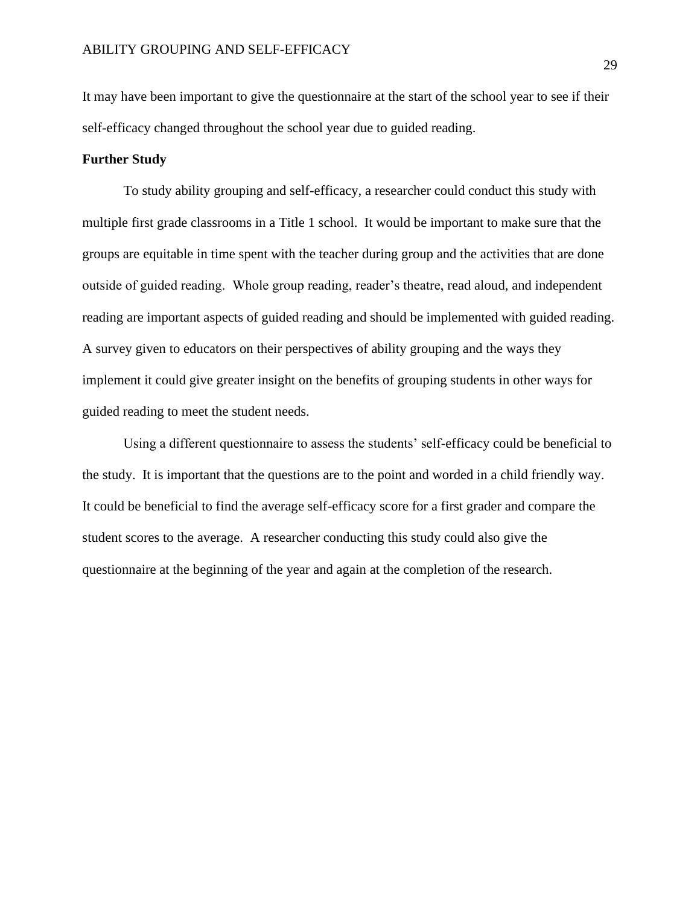It may have been important to give the questionnaire at the start of the school year to see if their self-efficacy changed throughout the school year due to guided reading.

**Further Study**

To study ability grouping and self-efficacy, a researcher could conduct this study with multiple first grade classrooms in a Title 1 school. It would be important to make sure that the groups are equitable in time spent with the teacher during group and the activities that are done outside of guided reading. Whole group reading, reader's theatre, read aloud, and independent reading are important aspects of guided reading and should be implemented with guided reading. A survey given to educators on their perspectives of ability grouping and the ways they implement it could give greater insight on the benefits of grouping students in other ways for guided reading to meet the student needs.

Using a different questionnaire to assess the students' self-efficacy could be beneficial to the study. It is important that the questions are to the point and worded in a child friendly way. It could be beneficial to find the average self-efficacy score for a first grader and compare the student scores to the average. A researcher conducting this study could also give the questionnaire at the beginning of the year and again at the completion of the research.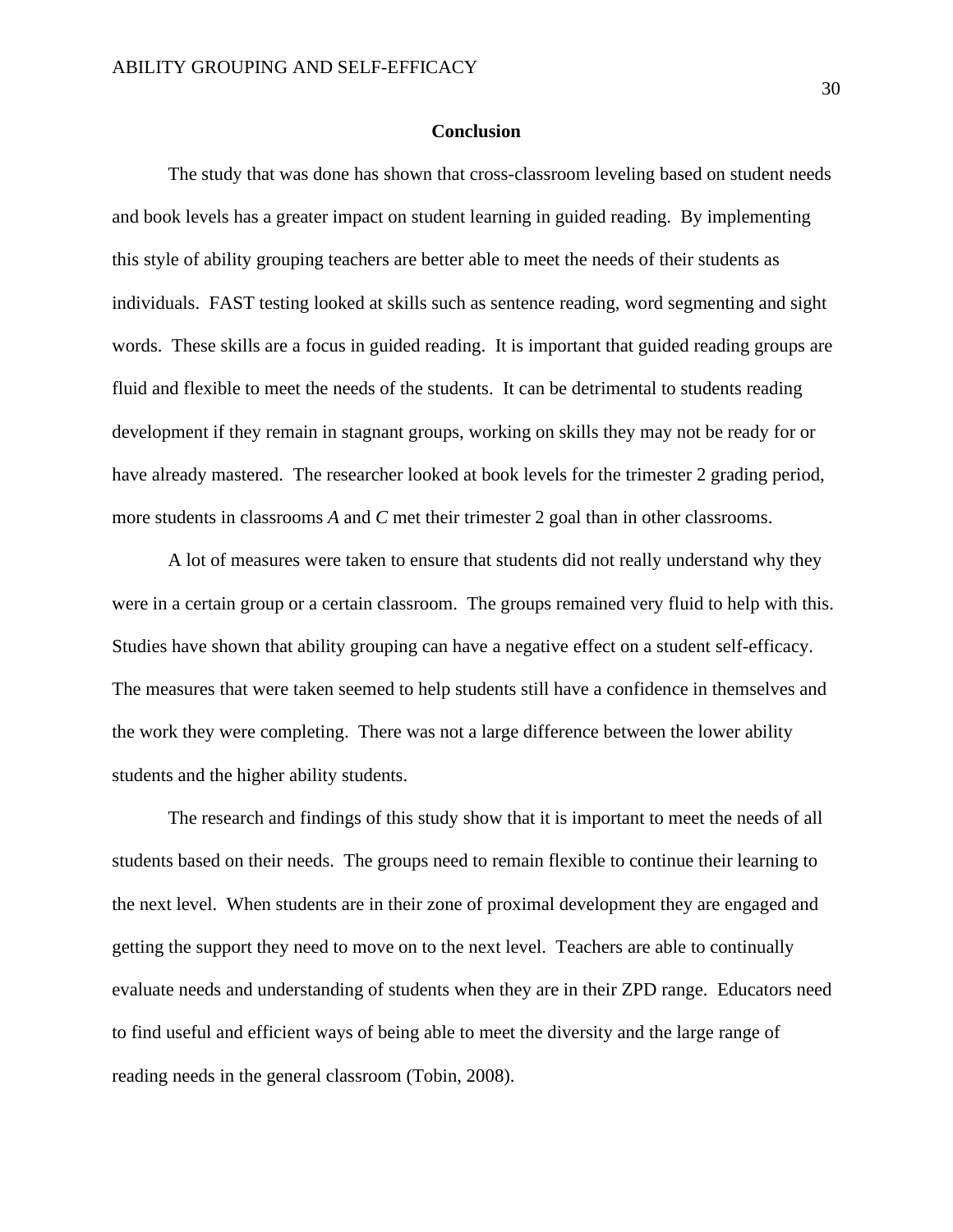## Conclusion

The study that was done has shown that cross-classroom leveling based on student needs and book levels has a greater impact on student learning in guided reading. By implementing this style of ability grouping teachers are better able to meet the needs of their students as individuals. FAST testing looked at skills such as sentence reading, word segmenting and sight words. These skills are a focus in guided reading. It is important that guided reading groups are fluid and flexible to meet the needs of the students. It can be detrimental to students reading development if they remain in stagnant groups, working on skills they may not be ready for or have already mastered. The researcher looked at book levels for the trimester 2 grading period, more students in classrooms *A* and *C* met their trimester 2 goal than in other classrooms.

A lot of measures were taken to ensure that students did not really understand why they were in a certain group or a certain classroom. The groups remained very fluid to help with this. Studies have shown that ability grouping can have a negative effect on a student self-efficacy. The measures that were taken seemed to help students still have a confidence in themselves and the work they were completing. There was not a large difference between the lower ability students and the higher ability students.

The research and findings of this study show that it is important to meet the needs of all students based on their needs. The groups need to remain flexible to continue their learning to the next level. When students are in their zone of proximal development they are engaged and getting the support they need to move on to the next level. Teachers are able to continually evaluate needs and understanding of students when they are in their ZPD range. Educators need to find useful and efficient ways of being able to meet the diversity and the large range of reading needs in the general classroom (Tobin, 2008).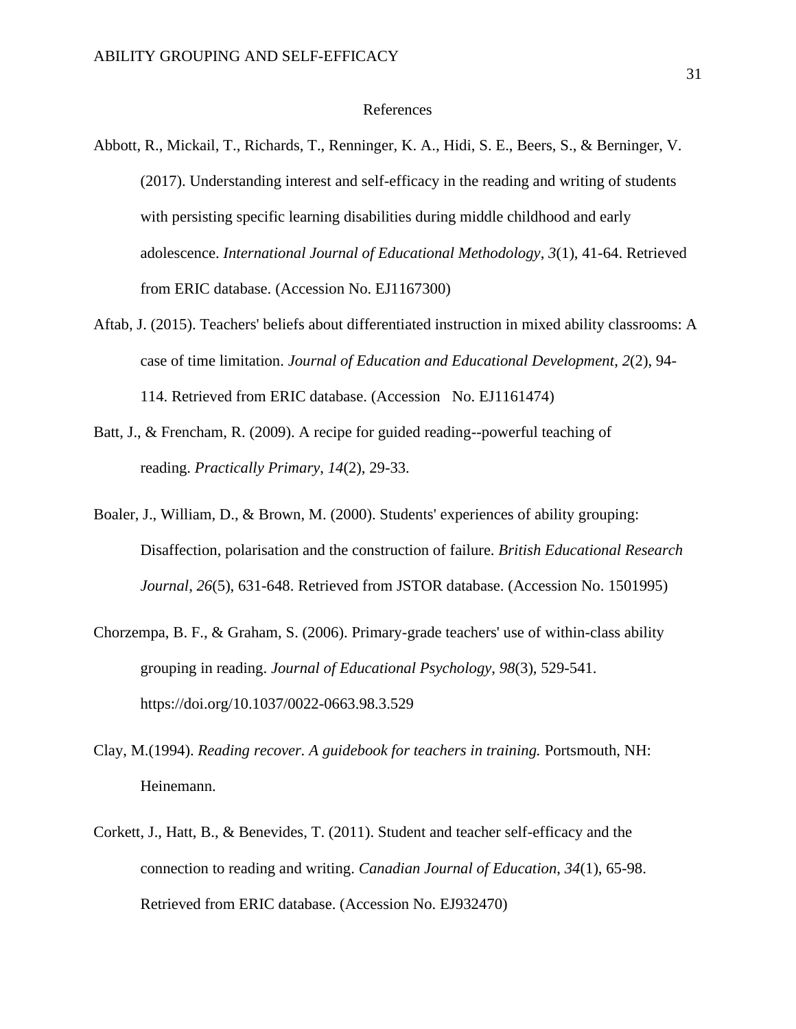# References

Abbott, R., Mickail, T., Richards, T., Renninger, K. A., Hidi, S. E., Beers, S., & Berninger, V. (2017). Understanding interest and self-efficacy in the reading and writing of students with persisting specific learning disabilities during middle childhood and early adolescence. *International Journal of Educational Methodology*, *3*(1), 41-64. Retrieved from ERIC database. (Accession No. EJ1167300)

Aftab, J. (2015). Teachers' beliefs about differentiated instruction in mixed ability classrooms: A case of time limitation. *Journal of Education and Educational Development*, *2*(2), 94-114. Retrieved from ERIC database. (Accession No. EJ1161474)

Batt, J., & Frencham, R. (2009). A recipe for guided reading--powerful teaching of reading. *Practically Primary*, *14*(2), 29-33.

Boaler, J., William, D., & Brown, M. (2000). Students' experiences of ability grouping: Disaffection, polarisation and the construction of failure. *British Educational Research Journal*, *26*(5), 631-648. Retrieved from JSTOR database. (Accession No. 1501995)

Chorzempa, B. F., & Graham, S. (2006). Primary-grade teachers' use of within-class ability grouping in reading. *Journal of Educational Psychology*, *98*(3), 529-541. https://doi.org/10.1037/0022-0663.98.3.529

Clay, M.(1994). *Reading recover. A guidebook for teachers in training.* Portsmouth, NH: Heinemann.

Corkett, J., Hatt, B., & Benevides, T. (2011). Student and teacher self-efficacy and the connection to reading and writing. *Canadian Journal of Education*, *34*(1), 65-98. Retrieved from ERIC database. (Accession No. EJ932470)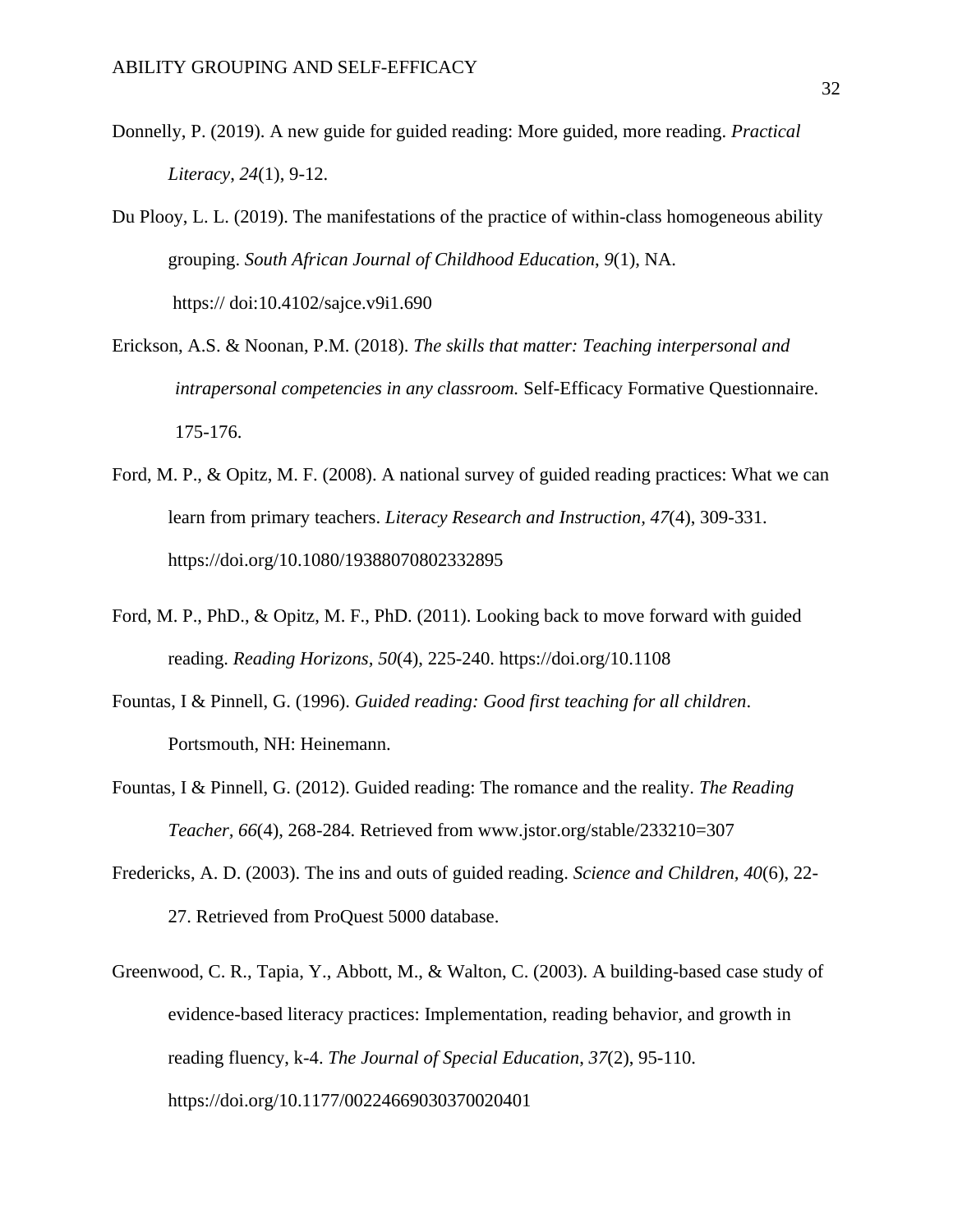Donnelly, P. (2019). A new guide for guided reading: More guided, more reading. *Practical Literacy*, *24*(1), 9-12.

Du Plooy, L. L. (2019). The manifestations of the practice of within-class homogeneous ability grouping. *South African Journal of Childhood Education*, *9*(1), NA. https:// doi:10.4102/sajce.v9i1.690

Erickson, A.S. & Noonan, P.M. (2018). *The skills that matter: Teaching interpersonal and intrapersonal competencies in any classroom.* Self-Efficacy Formative Questionnaire. 175-176.

Ford, M. P., & Opitz, M. F. (2008). A national survey of guided reading practices: What we can learn from primary teachers. *Literacy Research and Instruction, 47*(4), 309-331. https://doi.org/10.1080/19388070802332895

Ford, M. P., PhD., & Opitz, M. F., PhD. (2011). Looking back to move forward with guided reading. *Reading Horizons*, *50*(4), 225-240. https://doi.org/10.1108

Fountas, I & Pinnell, G. (1996). *Guided reading: Good first teaching for all children*. Portsmouth, NH: Heinemann.

Fountas, I & Pinnell, G. (2012). Guided reading: The romance and the reality. *The Reading Teacher, 66*(4), 268-284. Retrieved from www.jstor.org/stable/233210=307

Fredericks, A. D. (2003). The ins and outs of guided reading. *Science and Children, 40*(6), 22-27. Retrieved from ProQuest 5000 database.

Greenwood, C. R., Tapia, Y., Abbott, M., & Walton, C. (2003). A building-based case study of evidence-based literacy practices: Implementation, reading behavior, and growth in reading fluency, k-4. *The Journal of Special Education*, *37*(2), 95-110. https://doi.org/10.1177/00224669030370020401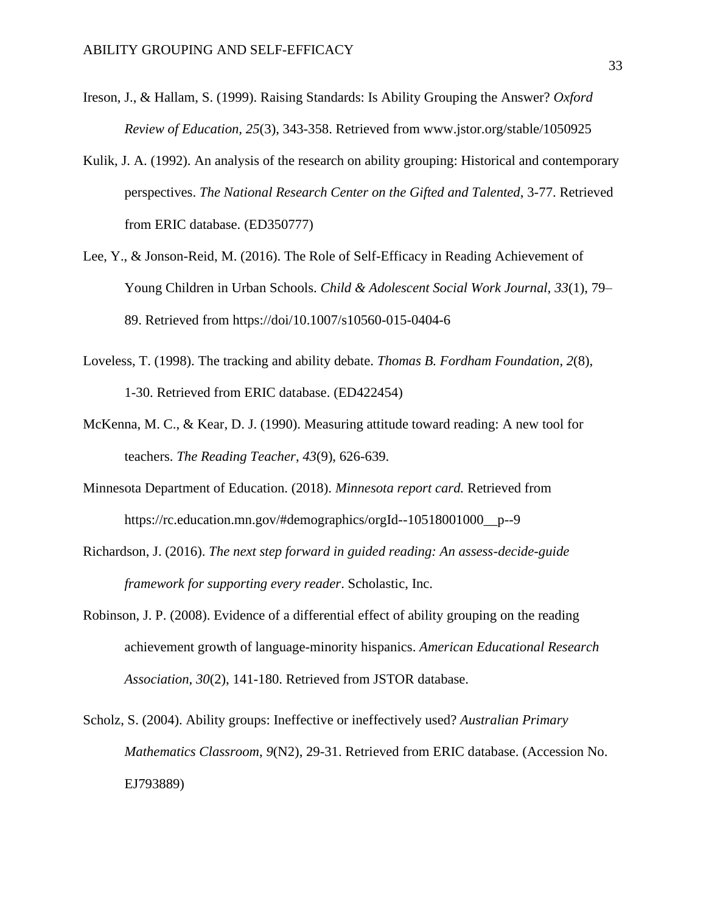Ireson, J., & Hallam, S. (1999). Raising Standards: Is Ability Grouping the Answer? *Oxford Review of Education, 25*(3), 343-358. Retrieved from www.jstor.org/stable/1050925

Kulik, J. A. (1992). An analysis of the research on ability grouping: Historical and contemporary perspectives. *The National Research Center on the Gifted and Talented*, 3-77. Retrieved from ERIC database. (ED350777)

Lee, Y., & Jonson-Reid, M. (2016). The Role of Self-Efficacy in Reading Achievement of Young Children in Urban Schools. *Child & Adolescent Social Work Journal*, *33*(1), 79–89. Retrieved from https://doi/10.1007/s10560-015-0404-6

Loveless, T. (1998). The tracking and ability debate. *Thomas B. Fordham Foundation*, *2*(8), 1-30. Retrieved from ERIC database. (ED422454)

McKenna, M. C., & Kear, D. J. (1990). Measuring attitude toward reading: A new tool for teachers. *The Reading Teacher*, *43*(9), 626-639.

Minnesota Department of Education. (2018). *Minnesota report card.* Retrieved from https://rc.education.mn.gov/#demographics/orgId--10518001000__p--9

Richardson, J. (2016). *The next step forward in guided reading: An assess-decide-guide framework for supporting every reader*. Scholastic, Inc.

Robinson, J. P. (2008). Evidence of a differential effect of ability grouping on the reading achievement growth of language-minority hispanics. *American Educational Research Association*, *30*(2), 141-180. Retrieved from JSTOR database.

Scholz, S. (2004). Ability groups: Ineffective or ineffectively used? *Australian Primary Mathematics Classroom*, *9*(N2), 29-31. Retrieved from ERIC database. (Accession No. EJ793889)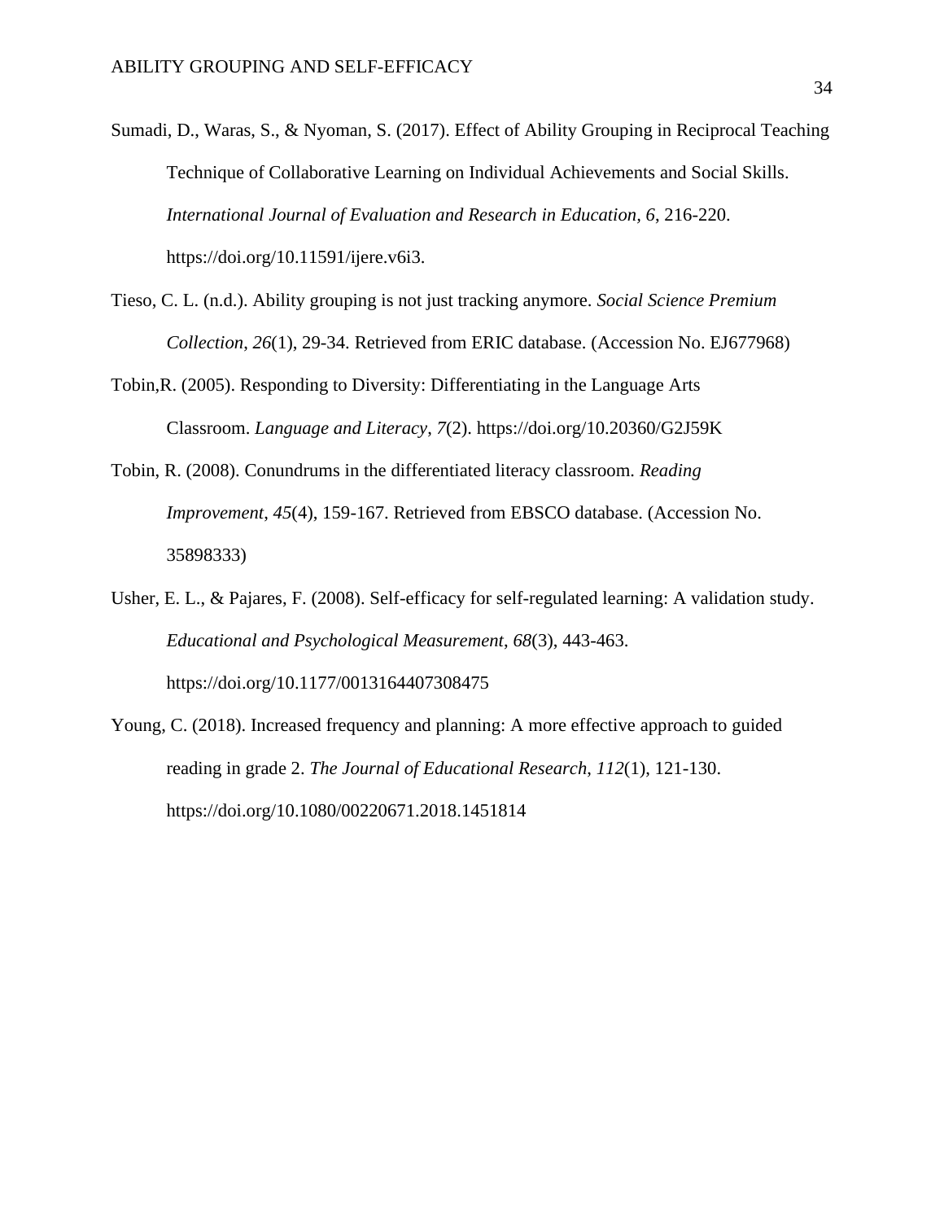Sumadi, D., Waras, S., & Nyoman, S. (2017). Effect of Ability Grouping in Reciprocal Teaching Technique of Collaborative Learning on Individual Achievements and Social Skills. *International Journal of Evaluation and Research in Education*, *6*, 216-220. https://doi.org/10.11591/ijere.v6i3.

Tieso, C. L. (n.d.). Ability grouping is not just tracking anymore. *Social Science Premium Collection*, *26*(1), 29-34. Retrieved from ERIC database. (Accession No. EJ677968)

Tobin,R. (2005). Responding to Diversity: Differentiating in the Language Arts Classroom. *Language and Literacy*, *7*(2). https://doi.org/10.20360/G2J59K

Tobin, R. (2008). Conundrums in the differentiated literacy classroom. *Reading Improvement*, *45*(4), 159-167. Retrieved from EBSCO database. (Accession No. 35898333)

Usher, E. L., & Pajares, F. (2008). Self-efficacy for self-regulated learning: A validation study. *Educational and Psychological Measurement*, *68*(3), 443-463. https://doi.org/10.1177/0013164407308475

Young, C. (2018). Increased frequency and planning: A more effective approach to guided reading in grade 2. *The Journal of Educational Research*, *112*(1), 121-130. https://doi.org/10.1080/00220671.2018.1451814